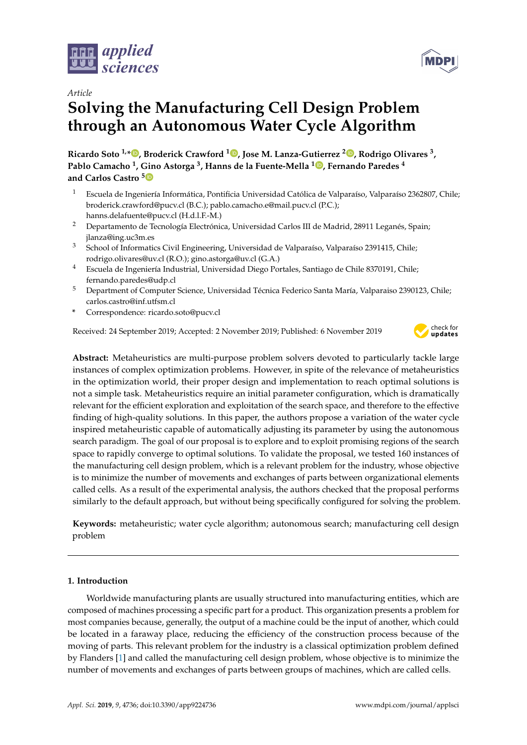*Article*

# Solving the Manufacturing Cell Design Problem through an Autonomous Water Cycle Algorithm

**Ricardo Soto [1,*], Broderick Crawford [1], Jose M. Lanza-Gutierrez [2], Rodrigo Olivares [3], Pablo Camacho [1], Gino Astorga [3], Hanns de la Fuente-Mella [1], Fernando Paredes [4] and Carlos Castro [5]**

1. Escuela de Ingeniería Informática, Pontificia Universidad Católica de Valparaíso, Valparaíso 2362807, Chile; broderick.crawford@pucv.cl (B.C.); pablo.camacho.e@mail.pucv.cl (P.C.); hanns.delafuente@pucv.cl (H.d.l.F.-M.)
2. Departamento de Tecnología Electrónica, Universidad Carlos III de Madrid, 28911 Leganés, Spain; jlanza@ing.uc3m.es
3. School of Informatics Civil Engineering, Universidad de Valparaíso, Valparaíso 2391415, Chile; rodrigo.olivares@uv.cl (R.O.); gino.astorga@uv.cl (G.A.)
4. Escuela de Ingeniería Industrial, Universidad Diego Portales, Santiago de Chile 8370191, Chile; fernando.paredes@udp.cl
5. Department of Computer Science, Universidad Técnica Federico Santa María, Valparaiso 2390123, Chile; carlos.castro@inf.utfsm.cl

\* Correspondence: ricardo.soto@pucv.cl

Received: 24 September 2019; Accepted: 2 November 2019; Published: 6 November 2019

**Abstract:** Metaheuristics are multi-purpose problem solvers devoted to particularly tackle large instances of complex optimization problems. However, in spite of the relevance of metaheuristics in the optimization world, their proper design and implementation to reach optimal solutions is not a simple task. Metaheuristics require an initial parameter configuration, which is dramatically relevant for the efficient exploration and exploitation of the search space, and therefore to the effective finding of high-quality solutions. In this paper, the authors propose a variation of the water cycle inspired metaheuristic capable of automatically adjusting its parameter by using the autonomous search paradigm. The goal of our proposal is to explore and to exploit promising regions of the search space to rapidly converge to optimal solutions. To validate the proposal, we tested 160 instances of the manufacturing cell design problem, which is a relevant problem for the industry, whose objective is to minimize the number of movements and exchanges of parts between organizational elements called cells. As a result of the experimental analysis, the authors checked that the proposal performs similarly to the default approach, but without being specifically configured for solving the problem.

**Keywords:** metaheuristic; water cycle algorithm; autonomous search; manufacturing cell design problem

## 1. Introduction

Worldwide manufacturing plants are usually structured into manufacturing entities, which are composed of machines processing a specific part for a product. This organization presents a problem for most companies because, generally, the output of a machine could be the input of another, which could be located in a faraway place, reducing the efficiency of the construction process because of the moving of parts. This relevant problem for the industry is a classical optimization problem defined by Flanders [1] and called the manufacturing cell design problem, whose objective is to minimize the number of movements and exchanges of parts between groups of machines, which are called cells.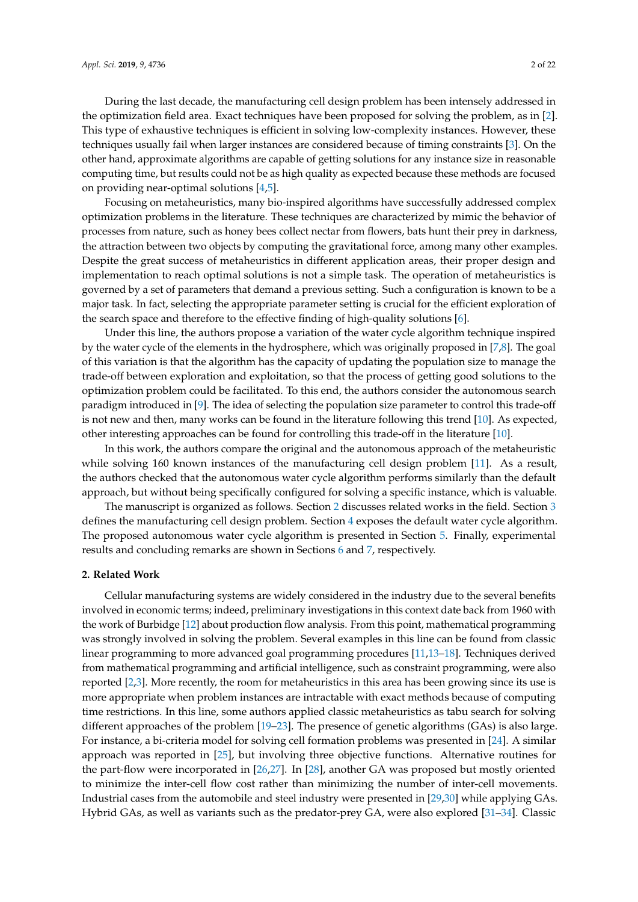During the last decade, the manufacturing cell design problem has been intensely addressed in the optimization field area. Exact techniques have been proposed for solving the problem, as in [2]. This type of exhaustive techniques is efficient in solving low-complexity instances. However, these techniques usually fail when larger instances are considered because of timing constraints [3]. On the other hand, approximate algorithms are capable of getting solutions for any instance size in reasonable computing time, but results could not be as high quality as expected because these methods are focused on providing near-optimal solutions [4,5].

Focusing on metaheuristics, many bio-inspired algorithms have successfully addressed complex optimization problems in the literature. These techniques are characterized by mimic the behavior of processes from nature, such as honey bees collect nectar from flowers, bats hunt their prey in darkness, the attraction between two objects by computing the gravitational force, among many other examples. Despite the great success of metaheuristics in different application areas, their proper design and implementation to reach optimal solutions is not a simple task. The operation of metaheuristics is governed by a set of parameters that demand a previous setting. Such a configuration is known to be a major task. In fact, selecting the appropriate parameter setting is crucial for the efficient exploration of the search space and therefore to the effective finding of high-quality solutions [6].

Under this line, the authors propose a variation of the water cycle algorithm technique inspired by the water cycle of the elements in the hydrosphere, which was originally proposed in [7,8]. The goal of this variation is that the algorithm has the capacity of updating the population size to manage the trade-off between exploration and exploitation, so that the process of getting good solutions to the optimization problem could be facilitated. To this end, the authors consider the autonomous search paradigm introduced in [9]. The idea of selecting the population size parameter to control this trade-off is not new and then, many works can be found in the literature following this trend [10]. As expected, other interesting approaches can be found for controlling this trade-off in the literature [10].

In this work, the authors compare the original and the autonomous approach of the metaheuristic while solving 160 known instances of the manufacturing cell design problem [11]. As a result, the authors checked that the autonomous water cycle algorithm performs similarly than the default approach, but without being specifically configured for solving a specific instance, which is valuable.

The manuscript is organized as follows. Section 2 discusses related works in the field. Section 3 defines the manufacturing cell design problem. Section 4 exposes the default water cycle algorithm. The proposed autonomous water cycle algorithm is presented in Section 5. Finally, experimental results and concluding remarks are shown in Sections 6 and 7, respectively.

## 2. Related Work

Cellular manufacturing systems are widely considered in the industry due to the several benefits involved in economic terms; indeed, preliminary investigations in this context date back from 1960 with the work of Burbidge [12] about production flow analysis. From this point, mathematical programming was strongly involved in solving the problem. Several examples in this line can be found from classic linear programming to more advanced goal programming procedures [11,13–18]. Techniques derived from mathematical programming and artificial intelligence, such as constraint programming, were also reported [2,3]. More recently, the room for metaheuristics in this area has been growing since its use is more appropriate when problem instances are intractable with exact methods because of computing time restrictions. In this line, some authors applied classic metaheuristics as tabu search for solving different approaches of the problem [19–23]. The presence of genetic algorithms (GAs) is also large. For instance, a bi-criteria model for solving cell formation problems was presented in [24]. A similar approach was reported in [25], but involving three objective functions. Alternative routines for the part-flow were incorporated in [26,27]. In [28], another GA was proposed but mostly oriented to minimize the inter-cell flow cost rather than minimizing the number of inter-cell movements. Industrial cases from the automobile and steel industry were presented in [29,30] while applying GAs. Hybrid GAs, as well as variants such as the predator-prey GA, were also explored [31–34]. Classic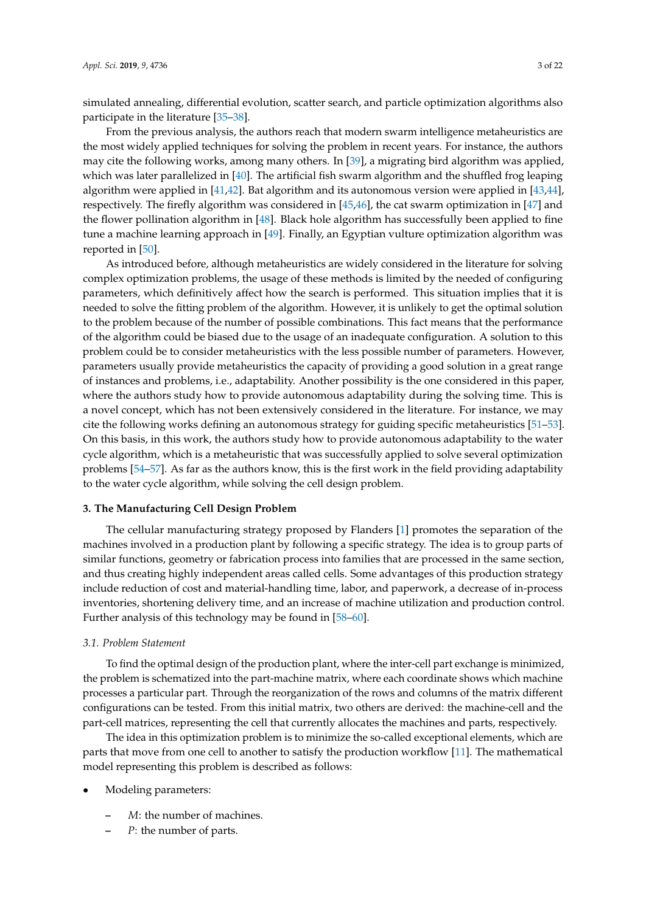simulated annealing, differential evolution, scatter search, and particle optimization algorithms also participate in the literature [35–38].

From the previous analysis, the authors reach that modern swarm intelligence metaheuristics are the most widely applied techniques for solving the problem in recent years. For instance, the authors may cite the following works, among many others. In [39], a migrating bird algorithm was applied, which was later parallelized in [40]. The artificial fish swarm algorithm and the shuffled frog leaping algorithm were applied in [41,42]. Bat algorithm and its autonomous version were applied in [43,44], respectively. The firefly algorithm was considered in [45,46], the cat swarm optimization in [47] and the flower pollination algorithm in [48]. Black hole algorithm has successfully been applied to fine tune a machine learning approach in [49]. Finally, an Egyptian vulture optimization algorithm was reported in [50].

As introduced before, although metaheuristics are widely considered in the literature for solving complex optimization problems, the usage of these methods is limited by the needed of configuring parameters, which definitively affect how the search is performed. This situation implies that it is needed to solve the fitting problem of the algorithm. However, it is unlikely to get the optimal solution to the problem because of the number of possible combinations. This fact means that the performance of the algorithm could be biased due to the usage of an inadequate configuration. A solution to this problem could be to consider metaheuristics with the less possible number of parameters. However, parameters usually provide metaheuristics the capacity of providing a good solution in a great range of instances and problems, i.e., adaptability. Another possibility is the one considered in this paper, where the authors study how to provide autonomous adaptability during the solving time. This is a novel concept, which has not been extensively considered in the literature. For instance, we may cite the following works defining an autonomous strategy for guiding specific metaheuristics [51–53]. On this basis, in this work, the authors study how to provide autonomous adaptability to the water cycle algorithm, which is a metaheuristic that was successfully applied to solve several optimization problems [54–57]. As far as the authors know, this is the first work in the field providing adaptability to the water cycle algorithm, while solving the cell design problem.

## 3. The Manufacturing Cell Design Problem

The cellular manufacturing strategy proposed by Flanders [1] promotes the separation of the machines involved in a production plant by following a specific strategy. The idea is to group parts of similar functions, geometry or fabrication process into families that are processed in the same section, and thus creating highly independent areas called cells. Some advantages of this production strategy include reduction of cost and material-handling time, labor, and paperwork, a decrease of in-process inventories, shortening delivery time, and an increase of machine utilization and production control. Further analysis of this technology may be found in [58–60].

### *3.1. Problem Statement*

To find the optimal design of the production plant, where the inter-cell part exchange is minimized, the problem is schematized into the part-machine matrix, where each coordinate shows which machine processes a particular part. Through the reorganization of the rows and columns of the matrix different configurations can be tested. From this initial matrix, two others are derived: the machine-cell and the part-cell matrices, representing the cell that currently allocates the machines and parts, respectively.

The idea in this optimization problem is to minimize the so-called exceptional elements, which are parts that move from one cell to another to satisfy the production workflow [11]. The mathematical model representing this problem is described as follows:

- Modeling parameters:
  - $M$: the number of machines.
  - $P$: the number of parts.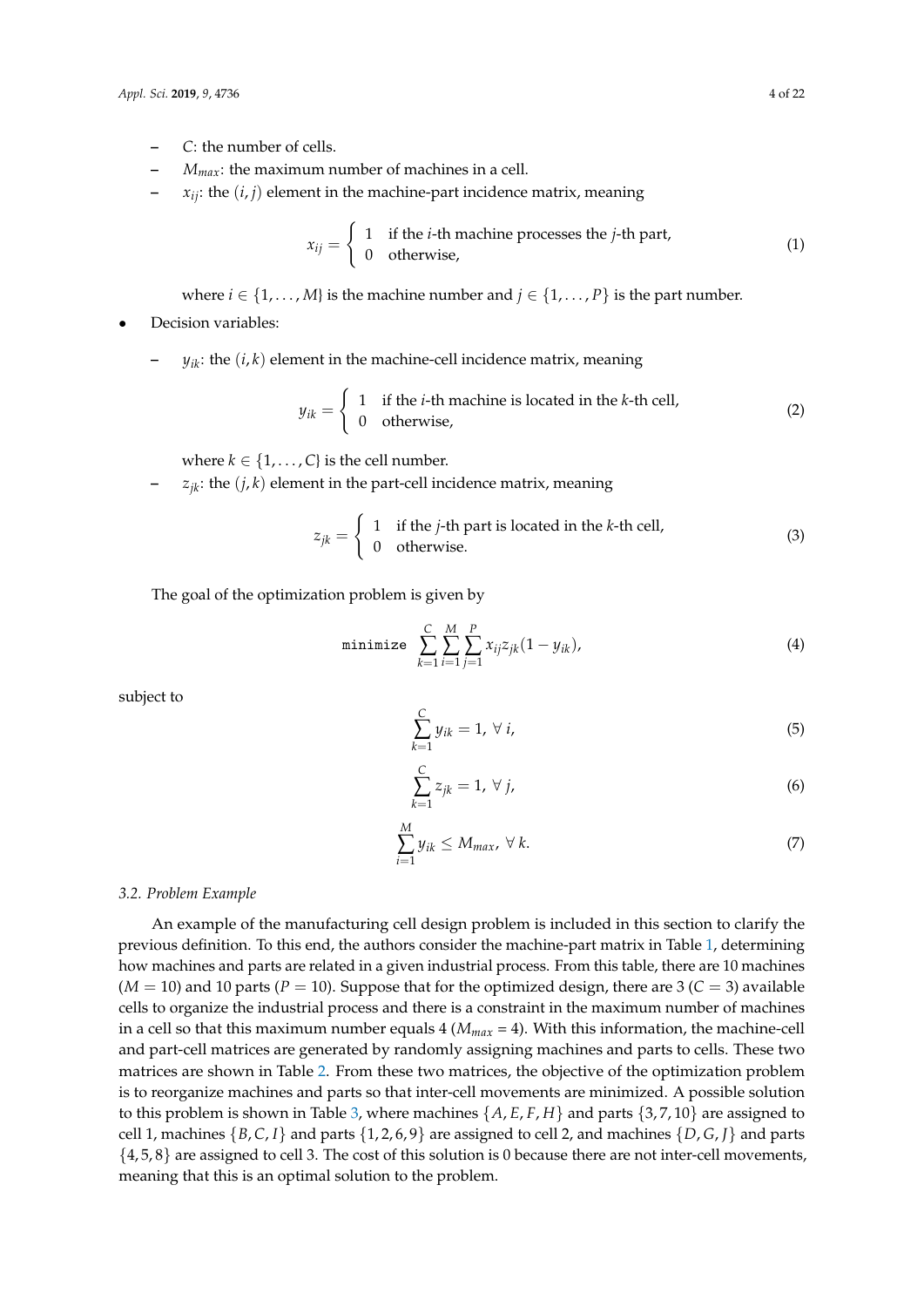- $C$: the number of cells.
- $M_{max}$: the maximum number of machines in a cell.
- $x_{ij}$: the $(i,j)$ element in the machine-part incidence matrix, meaning

$$x_{ij} = \begin{cases} 1 & \text{if the } i\text{-th machine processes the } j\text{-th part,} \\ 0 & \text{otherwise,} \end{cases} \tag{1}$$

  where $i \in \{1, \ldots, M\}$ is the machine number and $j \in \{1, \ldots, P\}$ is the part number.

- Decision variables:
  - $y_{ik}$: the $(i,k)$ element in the machine-cell incidence matrix, meaning

$$y_{ik} = \begin{cases} 1 & \text{if the } i\text{-th machine is located in the } k\text{-th cell,} \\ 0 & \text{otherwise,} \end{cases} \tag{2}$$

    where $k \in \{1, \ldots, C\}$ is the cell number.
  - $z_{jk}$: the $(j,k)$ element in the part-cell incidence matrix, meaning

$$z_{jk} = \begin{cases} 1 & \text{if the } j\text{-th part is located in the } k\text{-th cell,} \\ 0 & \text{otherwise.} \end{cases} \tag{3}$$

The goal of the optimization problem is given by

$$\texttt{minimize} \sum_{k=1}^{C} \sum_{i=1}^{M} \sum_{j=1}^{P} x_{ij} z_{jk} (1 - y_{ik}), \tag{4}$$

subject to

$$\sum_{k=1}^{C} y_{ik} = 1, \ \forall \ i, \tag{5}$$

$$\sum_{k=1}^{C} z_{jk} = 1, \ \forall \ j, \tag{6}$$

$$\sum_{i=1}^{M} y_{ik} \leq M_{max}, \ \forall \ k. \tag{7}$$

### 3.2. Problem Example

An example of the manufacturing cell design problem is included in this section to clarify the previous definition. To this end, the authors consider the machine-part matrix in Table 1, determining how machines and parts are related in a given industrial process. From this table, there are 10 machines ($M = 10$) and 10 parts ($P = 10$). Suppose that for the optimized design, there are 3 ($C = 3$) available cells to organize the industrial process and there is a constraint in the maximum number of machines in a cell so that this maximum number equals 4 ($M_{max}$ = 4). With this information, the machine-cell and part-cell matrices are generated by randomly assigning machines and parts to cells. These two matrices are shown in Table 2. From these two matrices, the objective of the optimization problem is to reorganize machines and parts so that inter-cell movements are minimized. A possible solution to this problem is shown in Table 3, where machines $\{A, E, F, H\}$ and parts $\{3, 7, 10\}$ are assigned to cell 1, machines $\{B, C, I\}$ and parts $\{1, 2, 6, 9\}$ are assigned to cell 2, and machines $\{D, G, J\}$ and parts $\{4, 5, 8\}$ are assigned to cell 3. The cost of this solution is 0 because there are not inter-cell movements, meaning that this is an optimal solution to the problem.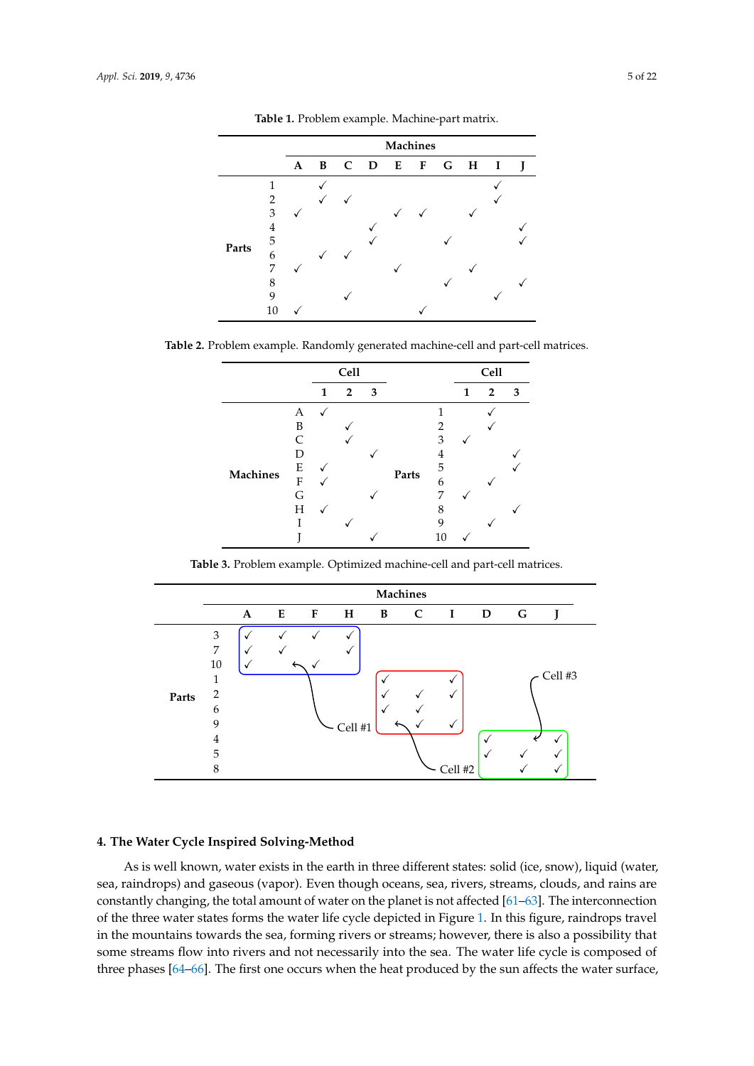**Table 1.** Problem example. Machine-part matrix.

| | | Machines | | | | | | | | | |
|---|---|---|---|---|---|---|---|---|---|---|---|
| | | **A** | **B** | **C** | **D** | **E** | **F** | **G** | **H** | **I** | **J** |
| **Parts** | 1 | | ✓ | | | | | | | ✓ | |
| | 2 | | ✓ | ✓ | | | | | | ✓ | |
| | 3 | ✓ | | | | ✓ | ✓ | | ✓ | | |
| | 4 | | | | ✓ | | | | | | ✓ |
| | 5 | | | | ✓ | | | ✓ | | | ✓ |
| | 6 | | ✓ | ✓ | | | | | | | |
| | 7 | ✓ | | | | ✓ | | | ✓ | | |
| | 8 | | | | | | | ✓ | | | ✓ |
| | 9 | | | ✓ | | | | | | ✓ | |
| | 10 | ✓ | | | | | ✓ | | | | |

**Table 2.** Problem example. Randomly generated machine-cell and part-cell matrices.

| | | Cell | | | | | Cell | | |
|---|---|---|---|---|---|---|---|---|---|
| | | **1** | **2** | **3** | | | **1** | **2** | **3** |
| **Machines** | A | ✓ | | | **Parts** | 1 | | ✓ | |
| | B | | ✓ | | | 2 | | ✓ | |
| | C | | ✓ | | | 3 | ✓ | | |
| | D | | | ✓ | | 4 | | | ✓ |
| | E | ✓ | | | | 5 | | | ✓ |
| | F | ✓ | | | | 6 | | ✓ | |
| | G | | | ✓ | | 7 | ✓ | | |
| | H | ✓ | | | | 8 | | | ✓ |
| | I | | ✓ | | | 9 | | ✓ | |
| | J | | | ✓ | | 10 | ✓ | | |

**Table 3.** Problem example. Optimized machine-cell and part-cell matrices.

| | | Machines | | | | | | | | | |
|---|---|---|---|---|---|---|---|---|---|---|---|
| | | **A** | **E** | **F** | **H** | **B** | **C** | **I** | **D** | **G** | **J** |
| **Parts** | 3 | ✓ | ✓ | ✓ | ✓ | | | | | | |
| | 7 | ✓ | ✓ | | ✓ | | | | | | |
| | 10 | ✓ | | ✓ | | | | | | | |
| | 1 | | | | | ✓ | | ✓ | | | |
| | 2 | | | | | ✓ | ✓ | ✓ | | | |
| | 6 | | | | | ✓ | ✓ | | | | |
| | 9 | | | | | | ✓ | ✓ | | | |
| | 4 | | | | | | | | ✓ | | ✓ |
| | 5 | | | | | | | | ✓ | ✓ | ✓ |
| | 8 | | | | | | | | | ✓ | ✓ |

Cell #1: parts 3, 7, 10 with machines A, E, F, H. Cell #2: parts 1, 2, 6, 9 with machines B, C, I. Cell #3: parts 4, 5, 8 with machines D, G, J.

## 4. The Water Cycle Inspired Solving-Method

As is well known, water exists in the earth in three different states: solid (ice, snow), liquid (water, sea, raindrops) and gaseous (vapor). Even though oceans, sea, rivers, streams, clouds, and rains are constantly changing, the total amount of water on the planet is not affected [61–63]. The interconnection of the three water states forms the water life cycle depicted in Figure 1. In this figure, raindrops travel in the mountains towards the sea, forming rivers or streams; however, there is also a possibility that some streams flow into rivers and not necessarily into the sea. The water life cycle is composed of three phases [64–66]. The first one occurs when the heat produced by the sun affects the water surface,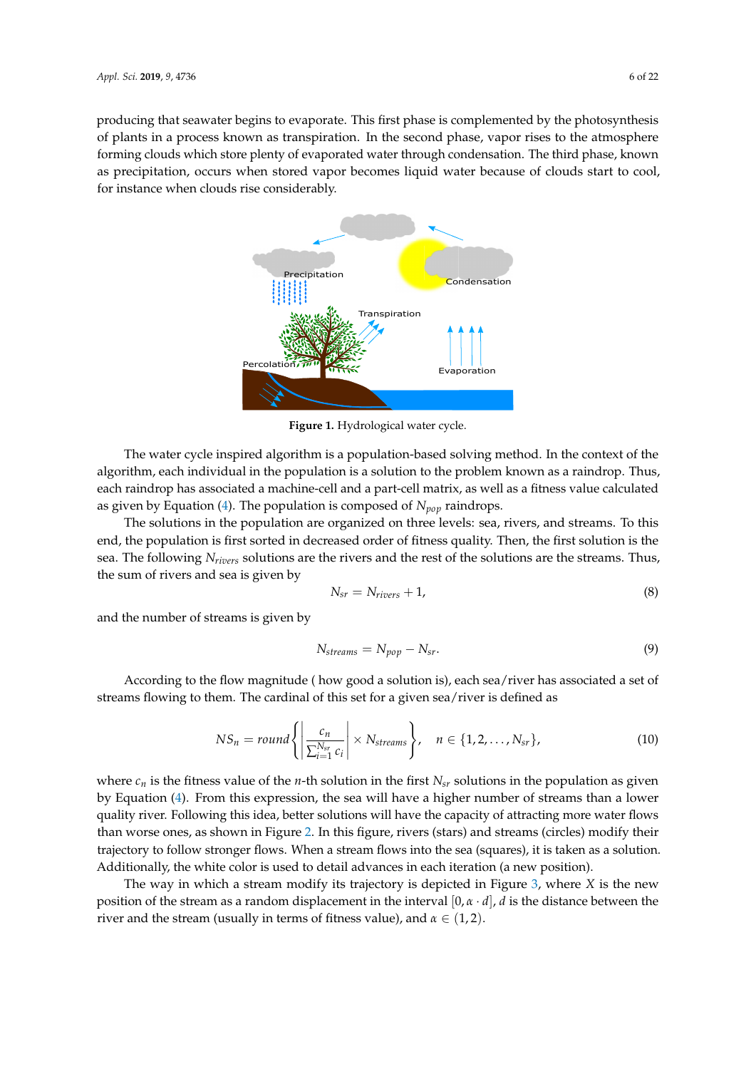producing that seawater begins to evaporate. This first phase is complemented by the photosynthesis of plants in a process known as transpiration. In the second phase, vapor rises to the atmosphere forming clouds which store plenty of evaporated water through condensation. The third phase, known as precipitation, occurs when stored vapor becomes liquid water because of clouds start to cool, for instance when clouds rise considerably.

**Figure 1.** Hydrological water cycle.

The water cycle inspired algorithm is a population-based solving method. In the context of the algorithm, each individual in the population is a solution to the problem known as a raindrop. Thus, each raindrop has associated a machine-cell and a part-cell matrix, as well as a fitness value calculated as given by Equation (4). The population is composed of $N_{pop}$ raindrops.

The solutions in the population are organized on three levels: sea, rivers, and streams. To this end, the population is first sorted in decreased order of fitness quality. Then, the first solution is the sea. The following $N_{rivers}$ solutions are the rivers and the rest of the solutions are the streams. Thus, the sum of rivers and sea is given by

$$N_{sr} = N_{rivers} + 1, \tag{8}$$

and the number of streams is given by

$$N_{streams} = N_{pop} - N_{sr}. \tag{9}$$

According to the flow magnitude ( how good a solution is), each sea/river has associated a set of streams flowing to them. The cardinal of this set for a given sea/river is defined as

$$NS_n = round\left\{ \left| \frac{c_n}{\sum_{i=1}^{N_{sr}} c_i} \right| \times N_{streams} \right\}, \quad n \in \{1, 2, \ldots, N_{sr}\}, \tag{10}$$

where $c_n$ is the fitness value of the $n$-th solution in the first $N_{sr}$ solutions in the population as given by Equation (4). From this expression, the sea will have a higher number of streams than a lower quality river. Following this idea, better solutions will have the capacity of attracting more water flows than worse ones, as shown in Figure 2. In this figure, rivers (stars) and streams (circles) modify their trajectory to follow stronger flows. When a stream flows into the sea (squares), it is taken as a solution. Additionally, the white color is used to detail advances in each iteration (a new position).

The way in which a stream modify its trajectory is depicted in Figure 3, where $X$ is the new position of the stream as a random displacement in the interval $[0, \alpha \cdot d]$, $d$ is the distance between the river and the stream (usually in terms of fitness value), and $\alpha \in (1, 2)$.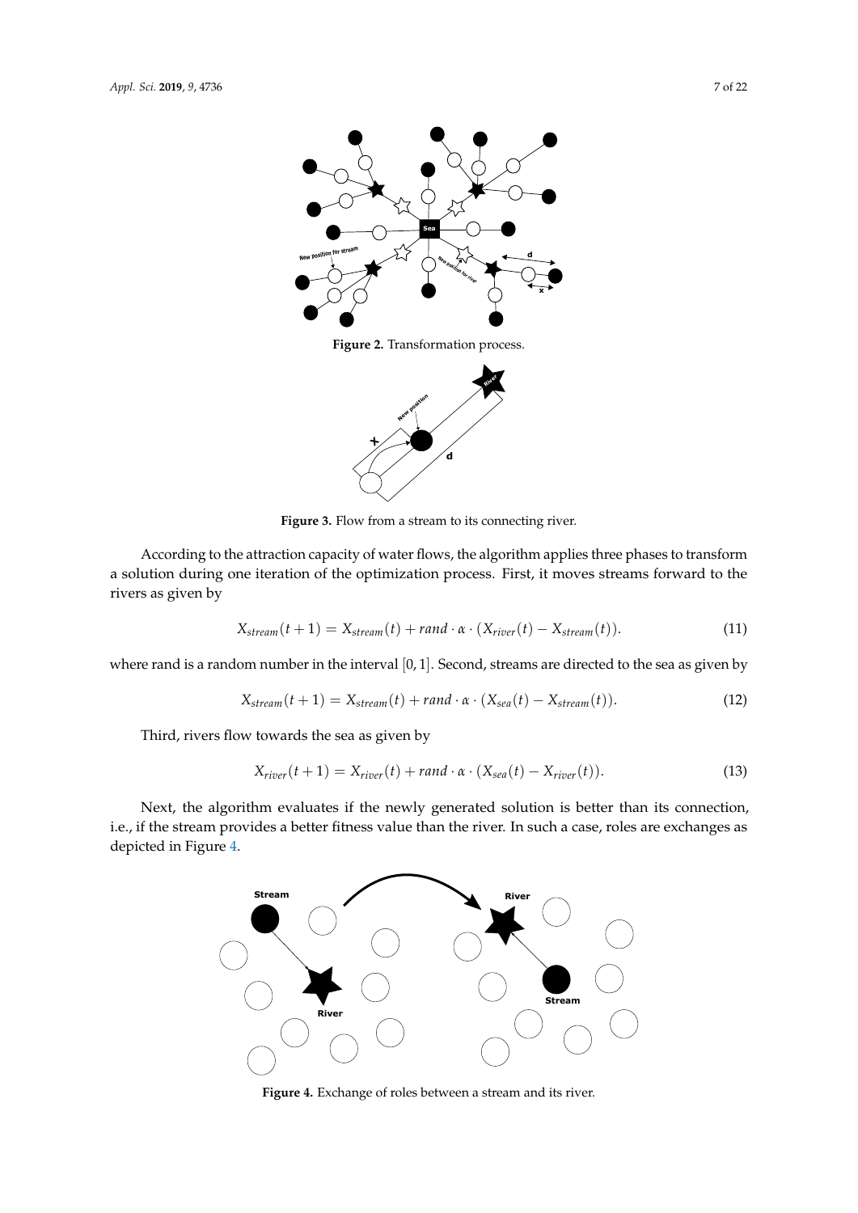**Figure 2.** Transformation process.

**Figure 3.** Flow from a stream to its connecting river.

According to the attraction capacity of water flows, the algorithm applies three phases to transform a solution during one iteration of the optimization process. First, it moves streams forward to the rivers as given by

$$X_{stream}(t+1) = X_{stream}(t) + rand \cdot \alpha \cdot (X_{river}(t) - X_{stream}(t)). \tag{11}$$

where rand is a random number in the interval $[0, 1]$. Second, streams are directed to the sea as given by

$$X_{stream}(t+1) = X_{stream}(t) + rand \cdot \alpha \cdot (X_{sea}(t) - X_{stream}(t)). \tag{12}$$

Third, rivers flow towards the sea as given by

$$X_{river}(t+1) = X_{river}(t) + rand \cdot \alpha \cdot (X_{sea}(t) - X_{river}(t)). \tag{13}$$

Next, the algorithm evaluates if the newly generated solution is better than its connection, i.e., if the stream provides a better fitness value than the river. In such a case, roles are exchanges as depicted in Figure 4.

**Figure 4.** Exchange of roles between a stream and its river.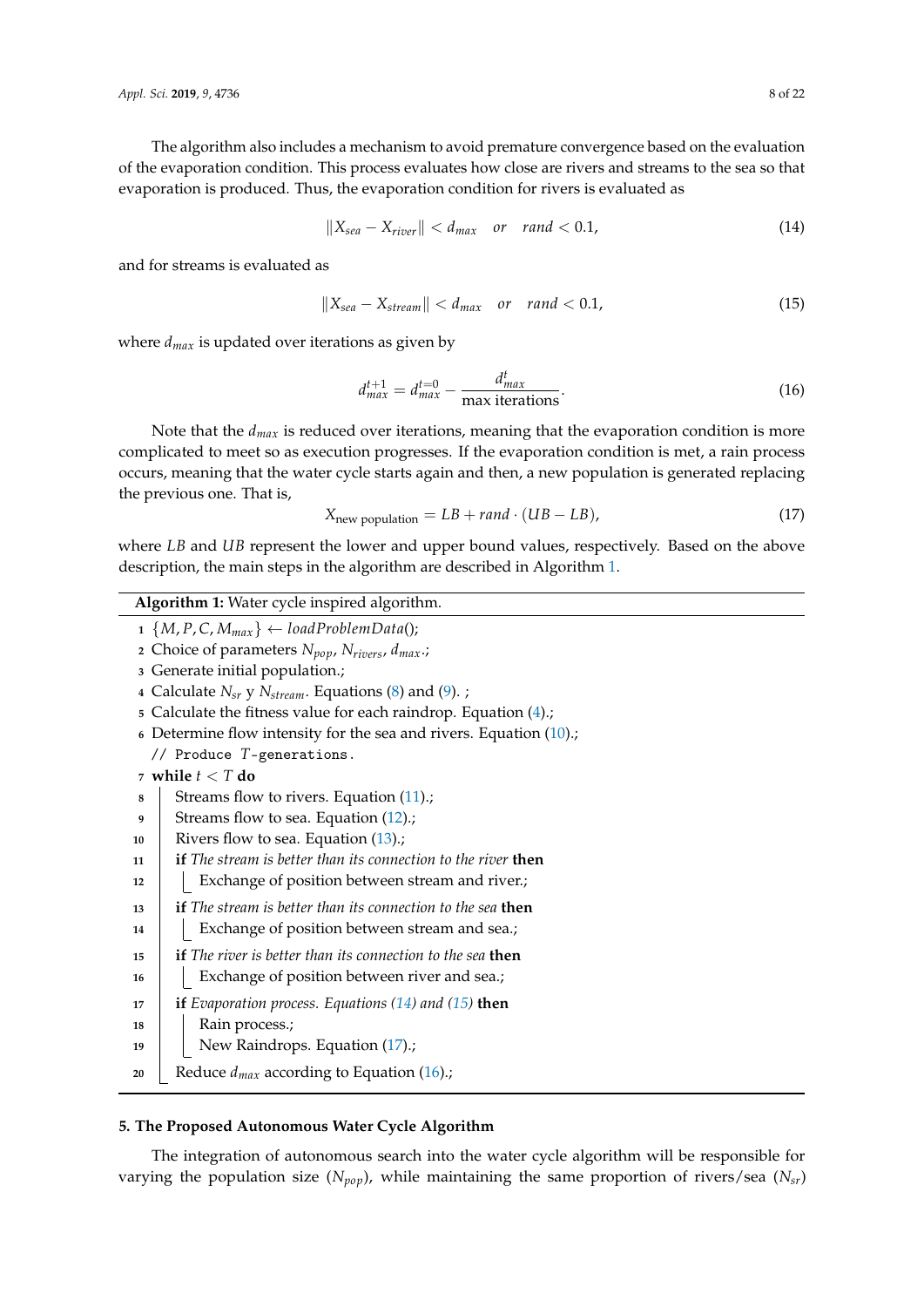The algorithm also includes a mechanism to avoid premature convergence based on the evaluation of the evaporation condition. This process evaluates how close are rivers and streams to the sea so that evaporation is produced. Thus, the evaporation condition for rivers is evaluated as

$$\|X_{sea} - X_{river}\| < d_{max} \quad or \quad rand < 0.1, \tag{14}$$

and for streams is evaluated as

$$\|X_{sea} - X_{stream}\| < d_{max} \quad or \quad rand < 0.1, \tag{15}$$

where $d_{max}$ is updated over iterations as given by

$$d_{max}^{t+1} = d_{max}^{t=0} - \frac{d_{max}^{t}}{\text{max iterations}}. \tag{16}$$

Note that the $d_{max}$ is reduced over iterations, meaning that the evaporation condition is more complicated to meet so as execution progresses. If the evaporation condition is met, a rain process occurs, meaning that the water cycle starts again and then, a new population is generated replacing the previous one. That is,

$$X_{\text{new population}} = LB + rand \cdot (UB - LB), \tag{17}$$

where $LB$ and $UB$ represent the lower and upper bound values, respectively. Based on the above description, the main steps in the algorithm are described in Algorithm 1.

**Algorithm 1:** Water cycle inspired algorithm.

```
1  {M, P, C, M_max} ← loadProblemData();
2  Choice of parameters N_pop, N_rivers, d_max.;
3  Generate initial population.;
4  Calculate N_sr y N_stream. Equations (8) and (9). ;
5  Calculate the fitness value for each raindrop. Equation (4).;
6  Determine flow intensity for the sea and rivers. Equation (10).;
   // Produce T-generations.
7  while t < T do
8      Streams flow to rivers. Equation (11).;
9      Streams flow to sea. Equation (12).;
10     Rivers flow to sea. Equation (13).;
11     if The stream is better than its connection to the river then
12         Exchange of position between stream and river.;
13     if The stream is better than its connection to the sea then
14         Exchange of position between stream and sea.;
15     if The river is better than its connection to the sea then
16         Exchange of position between river and sea.;
17     if Evaporation process. Equations (14) and (15) then
18         Rain process.;
19         New Raindrops. Equation (17).;
20     Reduce d_max according to Equation (16).;
```

## 5. The Proposed Autonomous Water Cycle Algorithm

The integration of autonomous search into the water cycle algorithm will be responsible for varying the population size ($N_{pop}$), while maintaining the same proportion of rivers/sea ($N_{sr}$)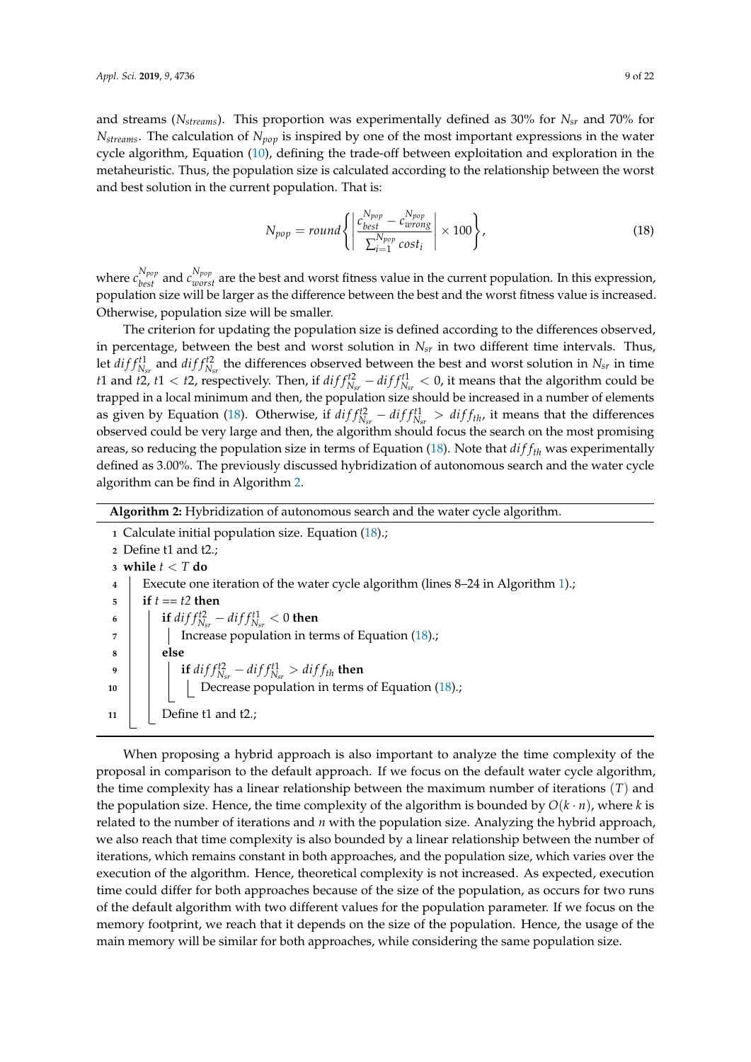and streams ($N_{streams}$). This proportion was experimentally defined as 30% for $N_{sr}$ and 70% for $N_{streams}$. The calculation of $N_{pop}$ is inspired by one of the most important expressions in the water cycle algorithm, Equation (10), defining the trade-off between exploitation and exploration in the metaheuristic. Thus, the population size is calculated according to the relationship between the worst and best solution in the current population. That is:

$$N_{pop} = round\left\{ \left| \frac{c_{best}^{N_{pop}} - c_{wrong}^{N_{pop}}}{\sum_{i=1}^{N_{pop}} cost_i} \right| \times 100 \right\}, \tag{18}$$

where $c_{best}^{N_{pop}}$ and $c_{worst}^{N_{pop}}$ are the best and worst fitness value in the current population. In this expression, population size will be larger as the difference between the best and the worst fitness value is increased. Otherwise, population size will be smaller.

The criterion for updating the population size is defined according to the differences observed, in percentage, between the best and worst solution in $N_{sr}$ in two different time intervals. Thus, let $diff_{N_{sr}}^{t1}$ and $diff_{N_{sr}}^{t2}$ the differences observed between the best and worst solution in $N_{sr}$ in time $t1$ and $t2$, $t1 < t2$, respectively. Then, if $diff_{N_{sr}}^{t2} - diff_{N_{sr}}^{t1} < 0$, it means that the algorithm could be trapped in a local minimum and then, the population size should be increased in a number of elements as given by Equation (18). Otherwise, if $diff_{N_{sr}}^{t2} - diff_{N_{sr}}^{t1} > diff_{th}$, it means that the differences observed could be very large and then, the algorithm should focus the search on the most promising areas, so reducing the population size in terms of Equation (18). Note that $diff_{th}$ was experimentally defined as 3.00%. The previously discussed hybridization of autonomous search and the water cycle algorithm can be find in Algorithm 2.

**Algorithm 2:** Hybridization of autonomous search and the water cycle algorithm.

```
1  Calculate initial population size. Equation (18).;
2  Define t1 and t2.;
3  while t < T do
4      Execute one iteration of the water cycle algorithm (lines 8–24 in Algorithm 1).;
5      if t == t2 then
6          if diff^{t2}_{N_sr} − diff^{t1}_{N_sr} < 0 then
7              Increase population in terms of Equation (18).;
8          else
9              if diff^{t2}_{N_sr} − diff^{t1}_{N_sr} > diff_th then
10                 Decrease population in terms of Equation (18).;
11         Define t1 and t2.;
```

When proposing a hybrid approach is also important to analyze the time complexity of the proposal in comparison to the default approach. If we focus on the default water cycle algorithm, the time complexity has a linear relationship between the maximum number of iterations $(T)$ and the population size. Hence, the time complexity of the algorithm is bounded by $O(k \cdot n)$, where $k$ is related to the number of iterations and $n$ with the population size. Analyzing the hybrid approach, we also reach that time complexity is also bounded by a linear relationship between the number of iterations, which remains constant in both approaches, and the population size, which varies over the execution of the algorithm. Hence, theoretical complexity is not increased. As expected, execution time could differ for both approaches because of the size of the population, as occurs for two runs of the default algorithm with two different values for the population parameter. If we focus on the memory footprint, we reach that it depends on the size of the population. Hence, the usage of the main memory will be similar for both approaches, while considering the same population size.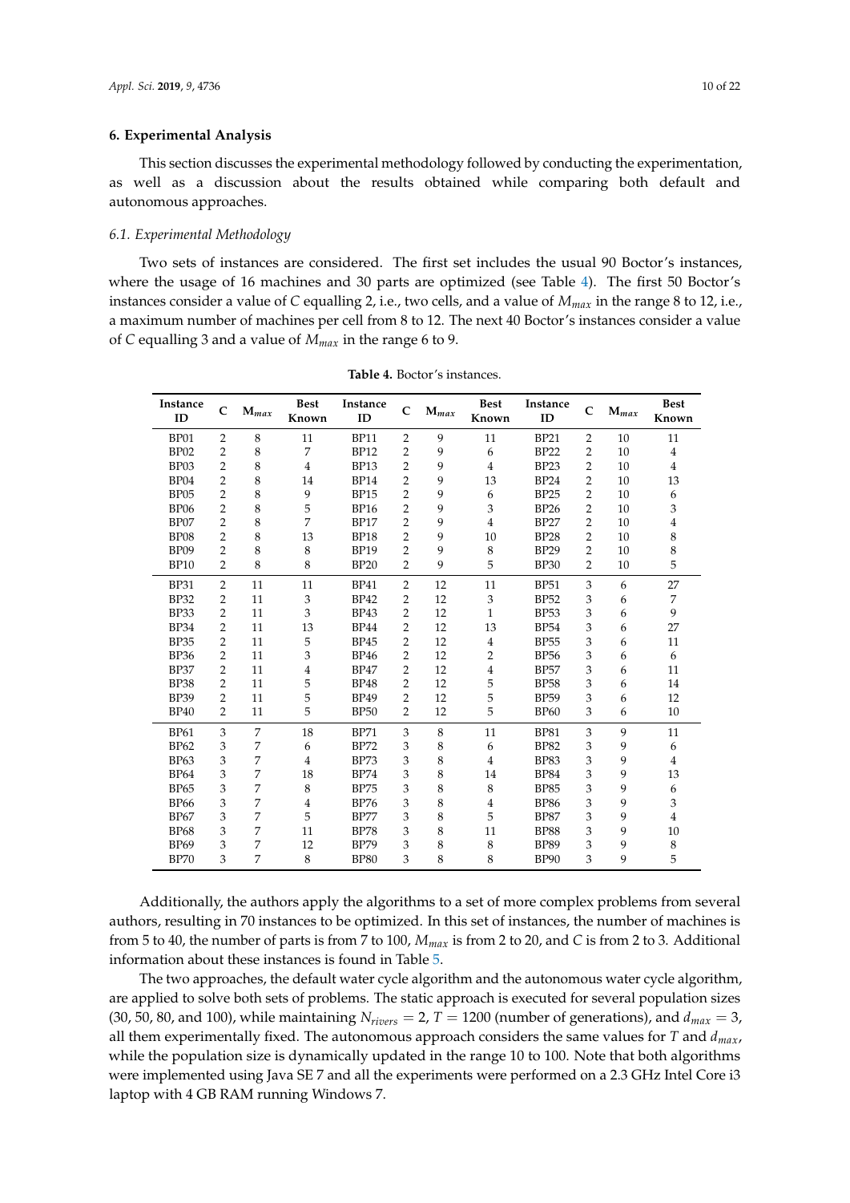## 6. Experimental Analysis

This section discusses the experimental methodology followed by conducting the experimentation, as well as a discussion about the results obtained while comparing both default and autonomous approaches.

### 6.1. Experimental Methodology

Two sets of instances are considered. The first set includes the usual 90 Boctor's instances, where the usage of 16 machines and 30 parts are optimized (see Table 4). The first 50 Boctor's instances consider a value of $C$ equalling 2, i.e., two cells, and a value of $M_{max}$ in the range 8 to 12, i.e., a maximum number of machines per cell from 8 to 12. The next 40 Boctor's instances consider a value of $C$ equalling 3 and a value of $M_{max}$ in the range 6 to 9.

**Table 4.** Boctor's instances.

| Instance ID | C | $M_{max}$ | Best Known | Instance ID | C | $M_{max}$ | Best Known | Instance ID | C | $M_{max}$ | Best Known |
|---|---|---|---|---|---|---|---|---|---|---|---|
| BP01 | 2 | 8 | 11 | BP11 | 2 | 9 | 11 | BP21 | 2 | 10 | 11 |
| BP02 | 2 | 8 | 7 | BP12 | 2 | 9 | 6 | BP22 | 2 | 10 | 4 |
| BP03 | 2 | 8 | 4 | BP13 | 2 | 9 | 4 | BP23 | 2 | 10 | 4 |
| BP04 | 2 | 8 | 14 | BP14 | 2 | 9 | 13 | BP24 | 2 | 10 | 13 |
| BP05 | 2 | 8 | 9 | BP15 | 2 | 9 | 6 | BP25 | 2 | 10 | 6 |
| BP06 | 2 | 8 | 5 | BP16 | 2 | 9 | 3 | BP26 | 2 | 10 | 3 |
| BP07 | 2 | 8 | 7 | BP17 | 2 | 9 | 4 | BP27 | 2 | 10 | 4 |
| BP08 | 2 | 8 | 13 | BP18 | 2 | 9 | 10 | BP28 | 2 | 10 | 8 |
| BP09 | 2 | 8 | 8 | BP19 | 2 | 9 | 8 | BP29 | 2 | 10 | 8 |
| BP10 | 2 | 8 | 8 | BP20 | 2 | 9 | 5 | BP30 | 2 | 10 | 5 |
| BP31 | 2 | 11 | 11 | BP41 | 2 | 12 | 11 | BP51 | 3 | 6 | 27 |
| BP32 | 2 | 11 | 3 | BP42 | 2 | 12 | 3 | BP52 | 3 | 6 | 7 |
| BP33 | 2 | 11 | 3 | BP43 | 2 | 12 | 1 | BP53 | 3 | 6 | 9 |
| BP34 | 2 | 11 | 13 | BP44 | 2 | 12 | 13 | BP54 | 3 | 6 | 27 |
| BP35 | 2 | 11 | 5 | BP45 | 2 | 12 | 4 | BP55 | 3 | 6 | 11 |
| BP36 | 2 | 11 | 3 | BP46 | 2 | 12 | 2 | BP56 | 3 | 6 | 6 |
| BP37 | 2 | 11 | 4 | BP47 | 2 | 12 | 4 | BP57 | 3 | 6 | 11 |
| BP38 | 2 | 11 | 5 | BP48 | 2 | 12 | 5 | BP58 | 3 | 6 | 14 |
| BP39 | 2 | 11 | 5 | BP49 | 2 | 12 | 5 | BP59 | 3 | 6 | 12 |
| BP40 | 2 | 11 | 5 | BP50 | 2 | 12 | 5 | BP60 | 3 | 6 | 10 |
| BP61 | 3 | 7 | 18 | BP71 | 3 | 8 | 11 | BP81 | 3 | 9 | 11 |
| BP62 | 3 | 7 | 6 | BP72 | 3 | 8 | 6 | BP82 | 3 | 9 | 6 |
| BP63 | 3 | 7 | 4 | BP73 | 3 | 8 | 4 | BP83 | 3 | 9 | 4 |
| BP64 | 3 | 7 | 18 | BP74 | 3 | 8 | 14 | BP84 | 3 | 9 | 13 |
| BP65 | 3 | 7 | 8 | BP75 | 3 | 8 | 8 | BP85 | 3 | 9 | 6 |
| BP66 | 3 | 7 | 4 | BP76 | 3 | 8 | 4 | BP86 | 3 | 9 | 3 |
| BP67 | 3 | 7 | 5 | BP77 | 3 | 8 | 5 | BP87 | 3 | 9 | 4 |
| BP68 | 3 | 7 | 11 | BP78 | 3 | 8 | 11 | BP88 | 3 | 9 | 10 |
| BP69 | 3 | 7 | 12 | BP79 | 3 | 8 | 8 | BP89 | 3 | 9 | 8 |
| BP70 | 3 | 7 | 8 | BP80 | 3 | 8 | 8 | BP90 | 3 | 9 | 5 |

Additionally, the authors apply the algorithms to a set of more complex problems from several authors, resulting in 70 instances to be optimized. In this set of instances, the number of machines is from 5 to 40, the number of parts is from 7 to 100, $M_{max}$ is from 2 to 20, and $C$ is from 2 to 3. Additional information about these instances is found in Table 5.

The two approaches, the default water cycle algorithm and the autonomous water cycle algorithm, are applied to solve both sets of problems. The static approach is executed for several population sizes (30, 50, 80, and 100), while maintaining $N_{rivers} = 2$, $T = 1200$ (number of generations), and $d_{max} = 3$, all them experimentally fixed. The autonomous approach considers the same values for $T$ and $d_{max}$, while the population size is dynamically updated in the range 10 to 100. Note that both algorithms were implemented using Java SE 7 and all the experiments were performed on a 2.3 GHz Intel Core i3 laptop with 4 GB RAM running Windows 7.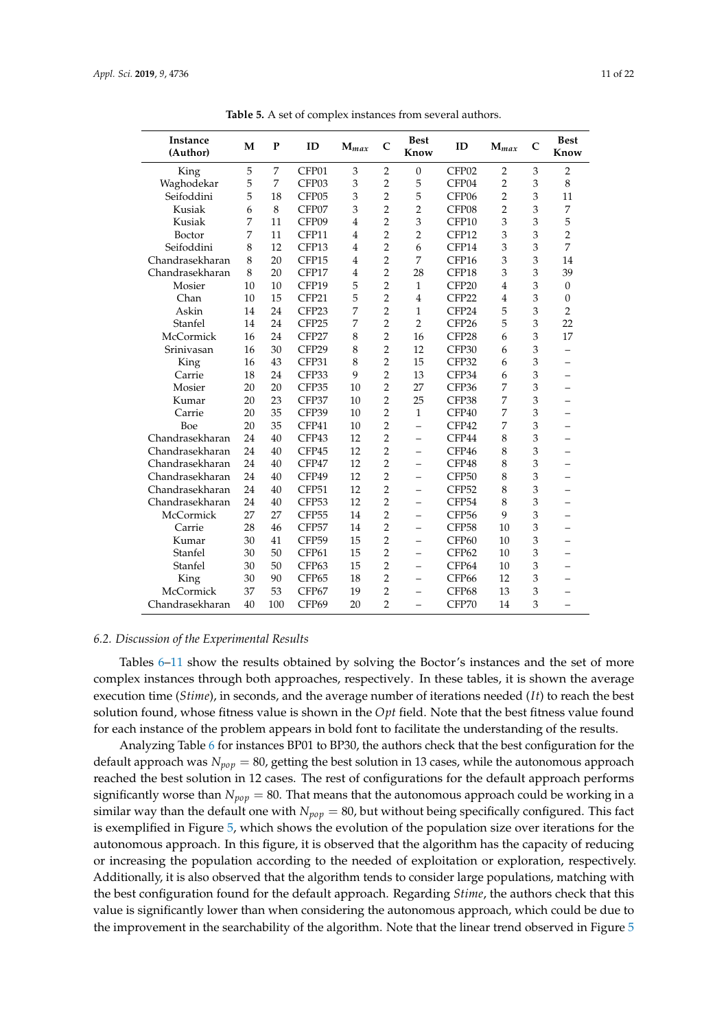**Table 5.** A set of complex instances from several authors.

| Instance (Author) | M | P | ID | $M_{max}$ | C | Best Know | ID | $M_{max}$ | C | Best Know |
|---|---|---|---|---|---|---|---|---|---|---|
| King | 5 | 7 | CFP01 | 3 | 2 | 0 | CFP02 | 2 | 3 | 2 |
| Waghodekar | 5 | 7 | CFP03 | 3 | 2 | 5 | CFP04 | 2 | 3 | 8 |
| Seifoddini | 5 | 18 | CFP05 | 3 | 2 | 5 | CFP06 | 2 | 3 | 11 |
| Kusiak | 6 | 8 | CFP07 | 3 | 2 | 2 | CFP08 | 2 | 3 | 7 |
| Kusiak | 7 | 11 | CFP09 | 4 | 2 | 3 | CFP10 | 3 | 3 | 5 |
| Boctor | 7 | 11 | CFP11 | 4 | 2 | 2 | CFP12 | 3 | 3 | 2 |
| Seifoddini | 8 | 12 | CFP13 | 4 | 2 | 6 | CFP14 | 3 | 3 | 7 |
| Chandrasekharan | 8 | 20 | CFP15 | 4 | 2 | 7 | CFP16 | 3 | 3 | 14 |
| Chandrasekharan | 8 | 20 | CFP17 | 4 | 2 | 28 | CFP18 | 3 | 3 | 39 |
| Mosier | 10 | 10 | CFP19 | 5 | 2 | 1 | CFP20 | 4 | 3 | 0 |
| Chan | 10 | 15 | CFP21 | 5 | 2 | 4 | CFP22 | 4 | 3 | 0 |
| Askin | 14 | 24 | CFP23 | 7 | 2 | 1 | CFP24 | 5 | 3 | 2 |
| Stanfel | 14 | 24 | CFP25 | 7 | 2 | 2 | CFP26 | 5 | 3 | 22 |
| McCormick | 16 | 24 | CFP27 | 8 | 2 | 16 | CFP28 | 6 | 3 | 17 |
| Srinivasan | 16 | 30 | CFP29 | 8 | 2 | 12 | CFP30 | 6 | 3 | – |
| King | 16 | 43 | CFP31 | 8 | 2 | 15 | CFP32 | 6 | 3 | – |
| Carrie | 18 | 24 | CFP33 | 9 | 2 | 13 | CFP34 | 6 | 3 | – |
| Mosier | 20 | 20 | CFP35 | 10 | 2 | 27 | CFP36 | 7 | 3 | – |
| Kumar | 20 | 23 | CFP37 | 10 | 2 | 25 | CFP38 | 7 | 3 | – |
| Carrie | 20 | 35 | CFP39 | 10 | 2 | 1 | CFP40 | 7 | 3 | – |
| Boe | 20 | 35 | CFP41 | 10 | 2 | – | CFP42 | 7 | 3 | – |
| Chandrasekharan | 24 | 40 | CFP43 | 12 | 2 | – | CFP44 | 8 | 3 | – |
| Chandrasekharan | 24 | 40 | CFP45 | 12 | 2 | – | CFP46 | 8 | 3 | – |
| Chandrasekharan | 24 | 40 | CFP47 | 12 | 2 | – | CFP48 | 8 | 3 | – |
| Chandrasekharan | 24 | 40 | CFP49 | 12 | 2 | – | CFP50 | 8 | 3 | – |
| Chandrasekharan | 24 | 40 | CFP51 | 12 | 2 | – | CFP52 | 8 | 3 | – |
| Chandrasekharan | 24 | 40 | CFP53 | 12 | 2 | – | CFP54 | 8 | 3 | – |
| McCormick | 27 | 27 | CFP55 | 14 | 2 | – | CFP56 | 9 | 3 | – |
| Carrie | 28 | 46 | CFP57 | 14 | 2 | – | CFP58 | 10 | 3 | – |
| Kumar | 30 | 41 | CFP59 | 15 | 2 | – | CFP60 | 10 | 3 | – |
| Stanfel | 30 | 50 | CFP61 | 15 | 2 | – | CFP62 | 10 | 3 | – |
| Stanfel | 30 | 50 | CFP63 | 15 | 2 | – | CFP64 | 10 | 3 | – |
| King | 30 | 90 | CFP65 | 18 | 2 | – | CFP66 | 12 | 3 | – |
| McCormick | 37 | 53 | CFP67 | 19 | 2 | – | CFP68 | 13 | 3 | – |
| Chandrasekharan | 40 | 100 | CFP69 | 20 | 2 | – | CFP70 | 14 | 3 | – |

### 6.2. Discussion of the Experimental Results

Tables 6–11 show the results obtained by solving the Boctor's instances and the set of more complex instances through both approaches, respectively. In these tables, it is shown the average execution time (*Stime*), in seconds, and the average number of iterations needed (*It*) to reach the best solution found, whose fitness value is shown in the *Opt* field. Note that the best fitness value found for each instance of the problem appears in bold font to facilitate the understanding of the results.

Analyzing Table 6 for instances BP01 to BP30, the authors check that the best configuration for the default approach was $N_{pop} = 80$, getting the best solution in 13 cases, while the autonomous approach reached the best solution in 12 cases. The rest of configurations for the default approach performs significantly worse than $N_{pop} = 80$. That means that the autonomous approach could be working in a similar way than the default one with $N_{pop} = 80$, but without being specifically configured. This fact is exemplified in Figure 5, which shows the evolution of the population size over iterations for the autonomous approach. In this figure, it is observed that the algorithm has the capacity of reducing or increasing the population according to the needed of exploitation or exploration, respectively. Additionally, it is also observed that the algorithm tends to consider large populations, matching with the best configuration found for the default approach. Regarding *Stime*, the authors check that this value is significantly lower than when considering the autonomous approach, which could be due to the improvement in the searchability of the algorithm. Note that the linear trend observed in Figure 5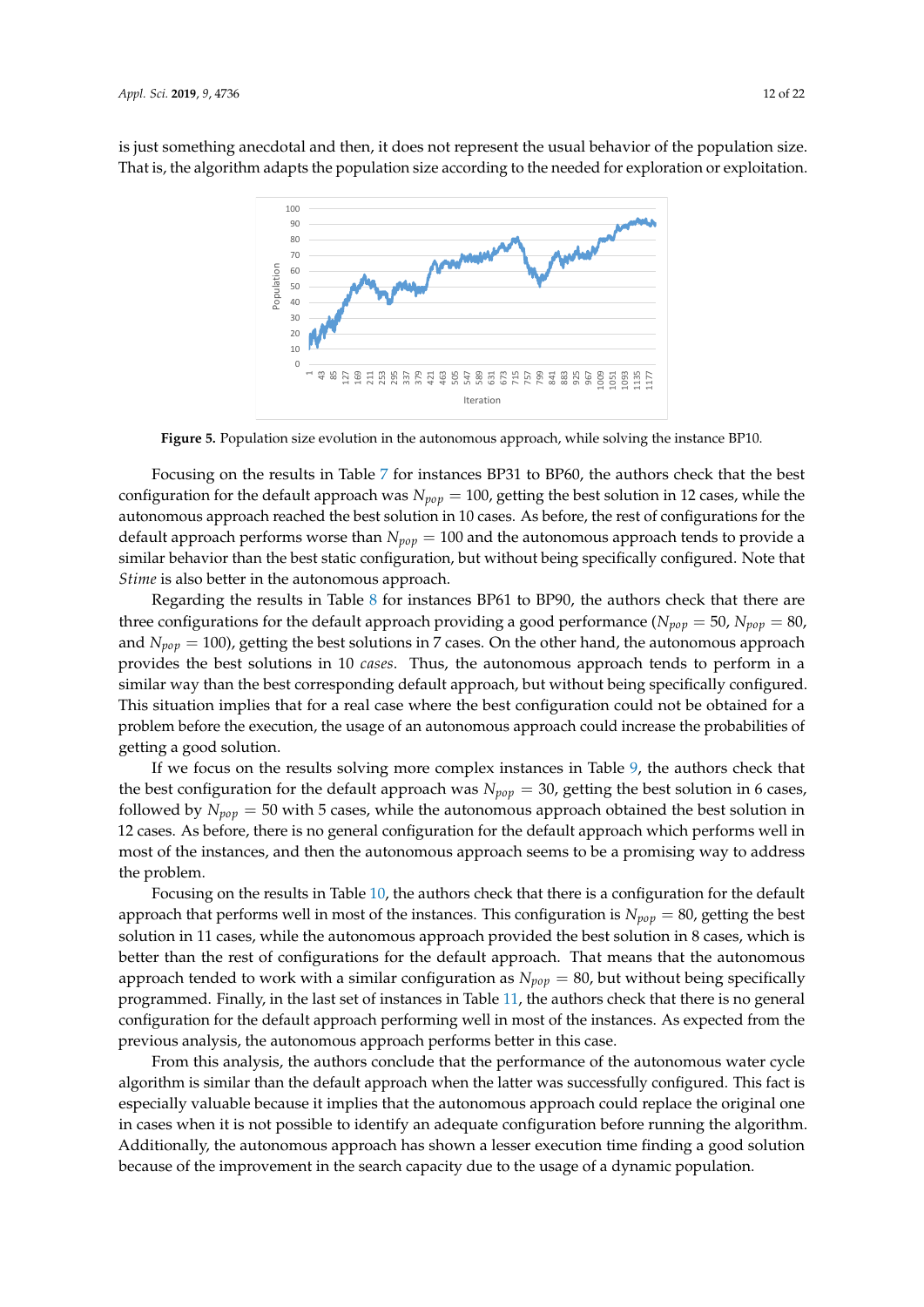is just something anecdotal and then, it does not represent the usual behavior of the population size. That is, the algorithm adapts the population size according to the needed for exploration or exploitation.

**Figure 5.** Population size evolution in the autonomous approach, while solving the instance BP10.

Focusing on the results in Table 7 for instances BP31 to BP60, the authors check that the best configuration for the default approach was $N_{pop} = 100$, getting the best solution in 12 cases, while the autonomous approach reached the best solution in 10 cases. As before, the rest of configurations for the default approach performs worse than $N_{pop} = 100$ and the autonomous approach tends to provide a similar behavior than the best static configuration, but without being specifically configured. Note that *Stime* is also better in the autonomous approach.

Regarding the results in Table 8 for instances BP61 to BP90, the authors check that there are three configurations for the default approach providing a good performance ($N_{pop} = 50$, $N_{pop} = 80$, and $N_{pop} = 100$), getting the best solutions in 7 cases. On the other hand, the autonomous approach provides the best solutions in 10 *cases*. Thus, the autonomous approach tends to perform in a similar way than the best corresponding default approach, but without being specifically configured. This situation implies that for a real case where the best configuration could not be obtained for a problem before the execution, the usage of an autonomous approach could increase the probabilities of getting a good solution.

If we focus on the results solving more complex instances in Table 9, the authors check that the best configuration for the default approach was $N_{pop} = 30$, getting the best solution in 6 cases, followed by $N_{pop} = 50$ with 5 cases, while the autonomous approach obtained the best solution in 12 cases. As before, there is no general configuration for the default approach which performs well in most of the instances, and then the autonomous approach seems to be a promising way to address the problem.

Focusing on the results in Table 10, the authors check that there is a configuration for the default approach that performs well in most of the instances. This configuration is $N_{pop} = 80$, getting the best solution in 11 cases, while the autonomous approach provided the best solution in 8 cases, which is better than the rest of configurations for the default approach. That means that the autonomous approach tended to work with a similar configuration as $N_{pop} = 80$, but without being specifically programmed. Finally, in the last set of instances in Table 11, the authors check that there is no general configuration for the default approach performing well in most of the instances. As expected from the previous analysis, the autonomous approach performs better in this case.

From this analysis, the authors conclude that the performance of the autonomous water cycle algorithm is similar than the default approach when the latter was successfully configured. This fact is especially valuable because it implies that the autonomous approach could replace the original one in cases when it is not possible to identify an adequate configuration before running the algorithm. Additionally, the autonomous approach has shown a lesser execution time finding a good solution because of the improvement in the search capacity due to the usage of a dynamic population.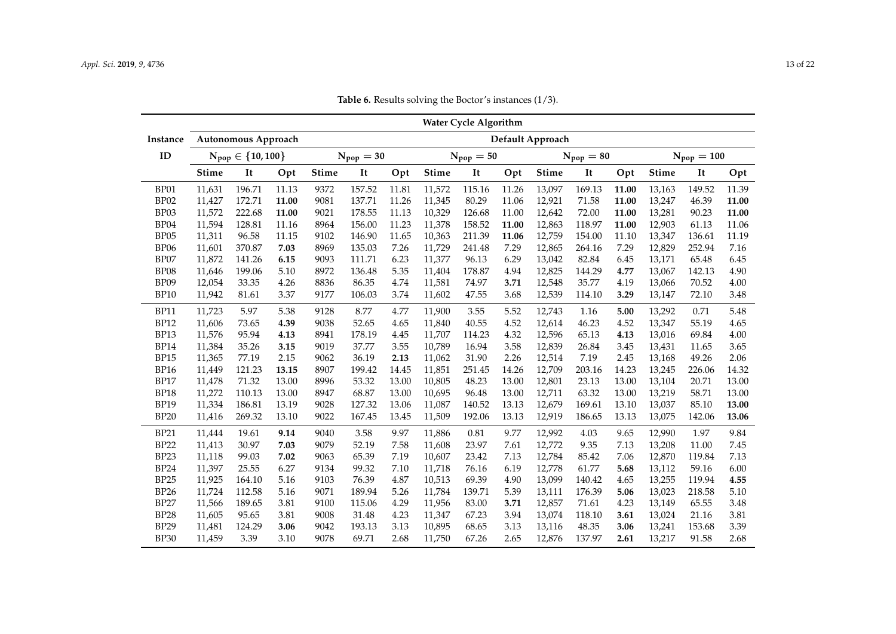**Table 6.** Results solving the Boctor's instances (1/3).

| Instance | Water Cycle Algorithm | | | | | | | | | | | | | | |
|---|---|---|---|---|---|---|---|---|---|---|---|---|---|---|---|
| | Autonomous Approach | | | Default Approach | | | | | | | | | | | |
| ID | $N_{pop} \in \{10, 100\}$ | | | $N_{pop} = 30$ | | | $N_{pop} = 50$ | | | $N_{pop} = 80$ | | | $N_{pop} = 100$ | | |
| | Stime | It | Opt | Stime | It | Opt | Stime | It | Opt | Stime | It | Opt | Stime | It | Opt |
| BP01 | 11,631 | 196.71 | 11.13 | 9372 | 157.52 | 11.81 | 11,572 | 115.16 | 11.26 | 13,097 | 169.13 | **11.00** | 13,163 | 149.52 | 11.39 |
| BP02 | 11,427 | 172.71 | **11.00** | 9081 | 137.71 | 11.26 | 11,345 | 80.29 | 11.06 | 12,921 | 71.58 | **11.00** | 13,247 | 46.39 | **11.00** |
| BP03 | 11,572 | 222.68 | **11.00** | 9021 | 178.55 | 11.13 | 10,329 | 126.68 | 11.00 | 12,642 | 72.00 | **11.00** | 13,281 | 90.23 | **11.00** |
| BP04 | 11,594 | 128.81 | 11.16 | 8964 | 156.00 | 11.23 | 11,378 | 158.52 | **11.00** | 12,863 | 118.97 | **11.00** | 12,903 | 61.13 | 11.06 |
| BP05 | 11,311 | 96.58 | 11.15 | 9102 | 146.90 | 11.65 | 10,363 | 211.39 | **11.06** | 12,759 | 154.00 | 11.10 | 13,347 | 136.61 | 11.19 |
| BP06 | 11,601 | 370.87 | **7.03** | 8969 | 135.03 | 7.26 | 11,729 | 241.48 | 7.29 | 12,865 | 264.16 | 7.29 | 12,829 | 252.94 | 7.16 |
| BP07 | 11,872 | 141.26 | **6.15** | 9093 | 111.71 | 6.23 | 11,377 | 96.13 | 6.29 | 13,042 | 82.84 | 6.45 | 13,171 | 65.48 | 6.45 |
| BP08 | 11,646 | 199.06 | 5.10 | 8972 | 136.48 | 5.35 | 11,404 | 178.87 | 4.94 | 12,825 | 144.29 | **4.77** | 13,067 | 142.13 | 4.90 |
| BP09 | 12,054 | 33.35 | 4.26 | 8836 | 86.35 | 4.74 | 11,581 | 74.97 | **3.71** | 12,548 | 35.77 | 4.19 | 13,066 | 70.52 | 4.00 |
| BP10 | 11,942 | 81.61 | 3.37 | 9177 | 106.03 | 3.74 | 11,602 | 47.55 | 3.68 | 12,539 | 114.10 | **3.29** | 13,147 | 72.10 | 3.48 |
| BP11 | 11,723 | 5.97 | 5.38 | 9128 | 8.77 | 4.77 | 11,900 | 3.55 | 5.52 | 12,743 | 1.16 | **5.00** | 13,292 | 0.71 | 5.48 |
| BP12 | 11,606 | 73.65 | **4.39** | 9038 | 52.65 | 4.65 | 11,840 | 40.55 | 4.52 | 12,614 | 46.23 | 4.52 | 13,347 | 55.19 | 4.65 |
| BP13 | 11,576 | 95.94 | **4.13** | 8941 | 178.19 | 4.45 | 11,707 | 114.23 | 4.32 | 12,596 | 65.13 | **4.13** | 13,016 | 69.84 | 4.00 |
| BP14 | 11,384 | 35.26 | **3.15** | 9019 | 37.77 | 3.55 | 10,789 | 16.94 | 3.58 | 12,839 | 26.84 | 3.45 | 13,431 | 11.65 | 3.65 |
| BP15 | 11,365 | 77.19 | 2.15 | 9062 | 36.19 | **2.13** | 11,062 | 31.90 | 2.26 | 12,514 | 7.19 | 2.45 | 13,168 | 49.26 | 2.06 |
| BP16 | 11,449 | 121.23 | **13.15** | 8907 | 199.42 | 14.45 | 11,851 | 251.45 | 14.26 | 12,709 | 203.16 | 14.23 | 13,245 | 226.06 | 14.32 |
| BP17 | 11,478 | 71.32 | 13.00 | 8996 | 53.32 | 13.00 | 10,805 | 48.23 | 13.00 | 12,801 | 23.13 | 13.00 | 13,104 | 20.71 | 13.00 |
| BP18 | 11,272 | 110.13 | 13.00 | 8947 | 68.87 | 13.00 | 10,695 | 96.48 | 13.00 | 12,711 | 63.32 | 13.00 | 13,219 | 58.71 | 13.00 |
| BP19 | 11,334 | 186.81 | 13.19 | 9028 | 127.32 | 13.06 | 11,087 | 140.52 | 13.13 | 12,679 | 169.61 | 13.10 | 13,037 | 85.10 | **13.00** |
| BP20 | 11,416 | 269.32 | 13.10 | 9022 | 167.45 | 13.45 | 11,509 | 192.06 | 13.13 | 12,919 | 186.65 | 13.13 | 13,075 | 142.06 | **13.06** |
| BP21 | 11,444 | 19.61 | **9.14** | 9040 | 3.58 | 9.97 | 11,886 | 0.81 | 9.77 | 12,992 | 4.03 | 9.65 | 12,990 | 1.97 | 9.84 |
| BP22 | 11,413 | 30.97 | **7.03** | 9079 | 52.19 | 7.58 | 11,608 | 23.97 | 7.61 | 12,772 | 9.35 | 7.13 | 13,208 | 11.00 | 7.45 |
| BP23 | 11,118 | 99.03 | **7.02** | 9063 | 65.39 | 7.19 | 10,607 | 23.42 | 7.13 | 12,784 | 85.42 | 7.06 | 12,870 | 119.84 | 7.13 |
| BP24 | 11,397 | 25.55 | 6.27 | 9134 | 99.32 | 7.10 | 11,718 | 76.16 | 6.19 | 12,778 | 61.77 | **5.68** | 13,112 | 59.16 | 6.00 |
| BP25 | 11,925 | 164.10 | 5.16 | 9103 | 76.39 | 4.87 | 10,513 | 69.39 | 4.90 | 13,099 | 140.42 | 4.65 | 13,255 | 119.94 | **4.55** |
| BP26 | 11,724 | 112.58 | 5.16 | 9071 | 189.94 | 5.26 | 11,784 | 139.71 | 5.39 | 13,111 | 176.39 | **5.06** | 13,023 | 218.58 | 5.10 |
| BP27 | 11,566 | 189.65 | 3.81 | 9100 | 115.06 | 4.29 | 11,956 | 83.00 | **3.71** | 12,857 | 71.61 | 4.23 | 13,149 | 65.55 | 3.48 |
| BP28 | 11,605 | 95.65 | 3.81 | 9008 | 31.48 | 4.23 | 11,347 | 67.23 | 3.94 | 13,074 | 118.10 | **3.61** | 13,024 | 21.16 | 3.81 |
| BP29 | 11,481 | 124.29 | **3.06** | 9042 | 193.13 | 3.13 | 10,895 | 68.65 | 3.13 | 13,116 | 48.35 | **3.06** | 13,241 | 153.68 | 3.39 |
| BP30 | 11,459 | 3.39 | 3.10 | 9078 | 69.71 | 2.68 | 11,750 | 67.26 | 2.65 | 12,876 | 137.97 | **2.61** | 13,217 | 91.58 | 2.68 |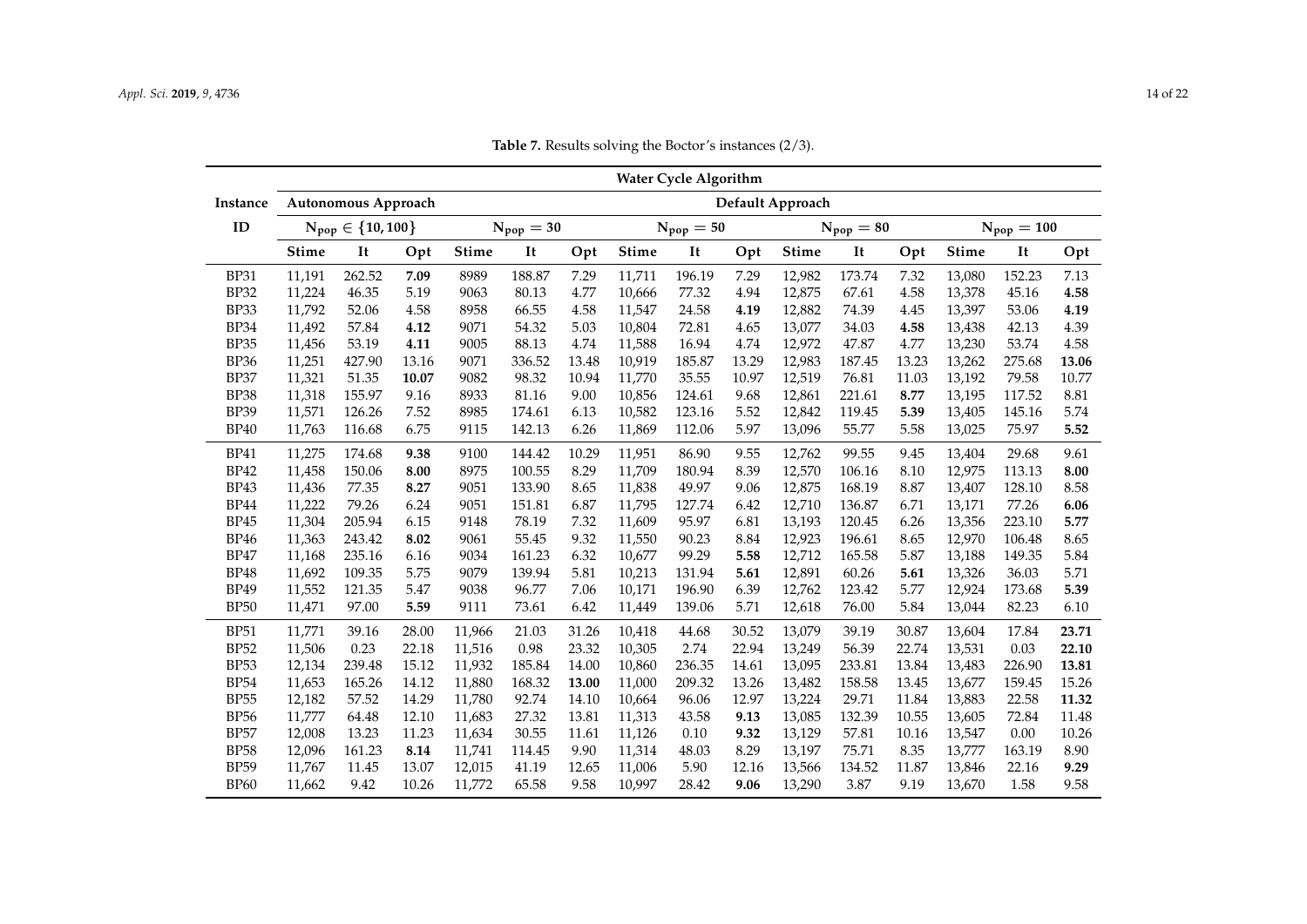**Table 7.** Results solving the Boctor's instances (2/3).

| Instance | Water Cycle Algorithm | | | | | | | | | | | | | | |
|---|---|---|---|---|---|---|---|---|---|---|---|---|---|---|---|
| | Autonomous Approach | | | Default Approach | | | | | | | | | | | |
| ID | $N_{pop} \in \{10, 100\}$ | | | $N_{pop} = 30$ | | | $N_{pop} = 50$ | | | $N_{pop} = 80$ | | | $N_{pop} = 100$ | | |
| | **Stime** | **It** | **Opt** | **Stime** | **It** | **Opt** | **Stime** | **It** | **Opt** | **Stime** | **It** | **Opt** | **Stime** | **It** | **Opt** |
| BP31 | 11,191 | 262.52 | **7.09** | 8989 | 188.87 | 7.29 | 11,711 | 196.19 | 7.29 | 12,982 | 173.74 | 7.32 | 13,080 | 152.23 | 7.13 |
| BP32 | 11,224 | 46.35 | 5.19 | 9063 | 80.13 | 4.77 | 10,666 | 77.32 | 4.94 | 12,875 | 67.61 | 4.58 | 13,378 | 45.16 | **4.58** |
| BP33 | 11,792 | 52.06 | 4.58 | 8958 | 66.55 | 4.58 | 11,547 | 24.58 | **4.19** | 12,882 | 74.39 | 4.45 | 13,397 | 53.06 | **4.19** |
| BP34 | 11,492 | 57.84 | **4.12** | 9071 | 54.32 | 5.03 | 10,804 | 72.81 | 4.65 | 13,077 | 34.03 | **4.58** | 13,438 | 42.13 | 4.39 |
| BP35 | 11,456 | 53.19 | **4.11** | 9005 | 88.13 | 4.74 | 11,588 | 16.94 | 4.74 | 12,972 | 47.87 | 4.77 | 13,230 | 53.74 | 4.58 |
| BP36 | 11,251 | 427.90 | 13.16 | 9071 | 336.52 | 13.48 | 10,919 | 185.87 | 13.29 | 12,983 | 187.45 | 13.23 | 13,262 | 275.68 | **13.06** |
| BP37 | 11,321 | 51.35 | **10.07** | 9082 | 98.32 | 10.94 | 11,770 | 35.55 | 10.97 | 12,519 | 76.81 | 11.03 | 13,192 | 79.58 | 10.77 |
| BP38 | 11,318 | 155.97 | 9.16 | 8933 | 81.16 | 9.00 | 10,856 | 124.61 | 9.68 | 12,861 | 221.61 | **8.77** | 13,195 | 117.52 | 8.81 |
| BP39 | 11,571 | 126.26 | 7.52 | 8985 | 174.61 | 6.13 | 10,582 | 123.16 | 5.52 | 12,842 | 119.45 | **5.39** | 13,405 | 145.16 | 5.74 |
| BP40 | 11,763 | 116.68 | 6.75 | 9115 | 142.13 | 6.26 | 11,869 | 112.06 | 5.97 | 13,096 | 55.77 | 5.58 | 13,025 | 75.97 | **5.52** |
| BP41 | 11,275 | 174.68 | **9.38** | 9100 | 144.42 | 10.29 | 11,951 | 86.90 | 9.55 | 12,762 | 99.55 | 9.45 | 13,404 | 29.68 | 9.61 |
| BP42 | 11,458 | 150.06 | **8.00** | 8975 | 100.55 | 8.29 | 11,709 | 180.94 | 8.39 | 12,570 | 106.16 | 8.10 | 12,975 | 113.13 | **8.00** |
| BP43 | 11,436 | 77.35 | **8.27** | 9051 | 133.90 | 8.65 | 11,838 | 49.97 | 9.06 | 12,875 | 168.19 | 8.87 | 13,407 | 128.10 | 8.58 |
| BP44 | 11,222 | 79.26 | 6.24 | 9051 | 151.81 | 6.87 | 11,795 | 127.74 | 6.42 | 12,710 | 136.87 | 6.71 | 13,171 | 77.26 | **6.06** |
| BP45 | 11,304 | 205.94 | 6.15 | 9148 | 78.19 | 7.32 | 11,609 | 95.97 | 6.81 | 13,193 | 120.45 | 6.26 | 13,356 | 223.10 | **5.77** |
| BP46 | 11,363 | 243.42 | **8.02** | 9061 | 55.45 | 9.32 | 11,550 | 90.23 | 8.84 | 12,923 | 196.61 | 8.65 | 12,970 | 106.48 | 8.65 |
| BP47 | 11,168 | 235.16 | 6.16 | 9034 | 161.23 | 6.32 | 10,677 | 99.29 | **5.58** | 12,712 | 165.58 | 5.87 | 13,188 | 149.35 | 5.84 |
| BP48 | 11,692 | 109.35 | 5.75 | 9079 | 139.94 | 5.81 | 10,213 | 131.94 | **5.61** | 12,891 | 60.26 | **5.61** | 13,326 | 36.03 | 5.71 |
| BP49 | 11,552 | 121.35 | 5.47 | 9038 | 96.77 | 7.06 | 10,171 | 196.90 | 6.39 | 12,762 | 123.42 | 5.77 | 12,924 | 173.68 | **5.39** |
| BP50 | 11,471 | 97.00 | **5.59** | 9111 | 73.61 | 6.42 | 11,449 | 139.06 | 5.71 | 12,618 | 76.00 | 5.84 | 13,044 | 82.23 | 6.10 |
| BP51 | 11,771 | 39.16 | 28.00 | 11,966 | 21.03 | 31.26 | 10,418 | 44.68 | 30.52 | 13,079 | 39.19 | 30.87 | 13,604 | 17.84 | **23.71** |
| BP52 | 11,506 | 0.23 | 22.18 | 11,516 | 0.98 | 23.32 | 10,305 | 2.74 | 22.94 | 13,249 | 56.39 | 22.74 | 13,531 | 0.03 | **22.10** |
| BP53 | 12,134 | 239.48 | 15.12 | 11,932 | 185.84 | 14.00 | 10,860 | 236.35 | 14.61 | 13,095 | 233.81 | 13.84 | 13,483 | 226.90 | **13.81** |
| BP54 | 11,653 | 165.26 | 14.12 | 11,880 | 168.32 | **13.00** | 11,000 | 209.32 | 13.26 | 13,482 | 158.58 | 13.45 | 13,677 | 159.45 | 15.26 |
| BP55 | 12,182 | 57.52 | 14.29 | 11,780 | 92.74 | 14.10 | 10,664 | 96.06 | 12.97 | 13,224 | 29.71 | 11.84 | 13,883 | 22.58 | **11.32** |
| BP56 | 11,777 | 64.48 | 12.10 | 11,683 | 27.32 | 13.81 | 11,313 | 43.58 | **9.13** | 13,085 | 132.39 | 10.55 | 13,605 | 72.84 | 11.48 |
| BP57 | 12,008 | 13.23 | 11.23 | 11,634 | 30.55 | 11.61 | 11,126 | 0.10 | **9.32** | 13,129 | 57.81 | 10.16 | 13,547 | 0.00 | 10.26 |
| BP58 | 12,096 | 161.23 | **8.14** | 11,741 | 114.45 | 9.90 | 11,314 | 48.03 | 8.29 | 13,197 | 75.71 | 8.35 | 13,777 | 163.19 | 8.90 |
| BP59 | 11,767 | 11.45 | 13.07 | 12,015 | 41.19 | 12.65 | 11,006 | 5.90 | 12.16 | 13,566 | 134.52 | 11.87 | 13,846 | 22.16 | **9.29** |
| BP60 | 11,662 | 9.42 | 10.26 | 11,772 | 65.58 | 9.58 | 10,997 | 28.42 | **9.06** | 13,290 | 3.87 | 9.19 | 13,670 | 1.58 | 9.58 |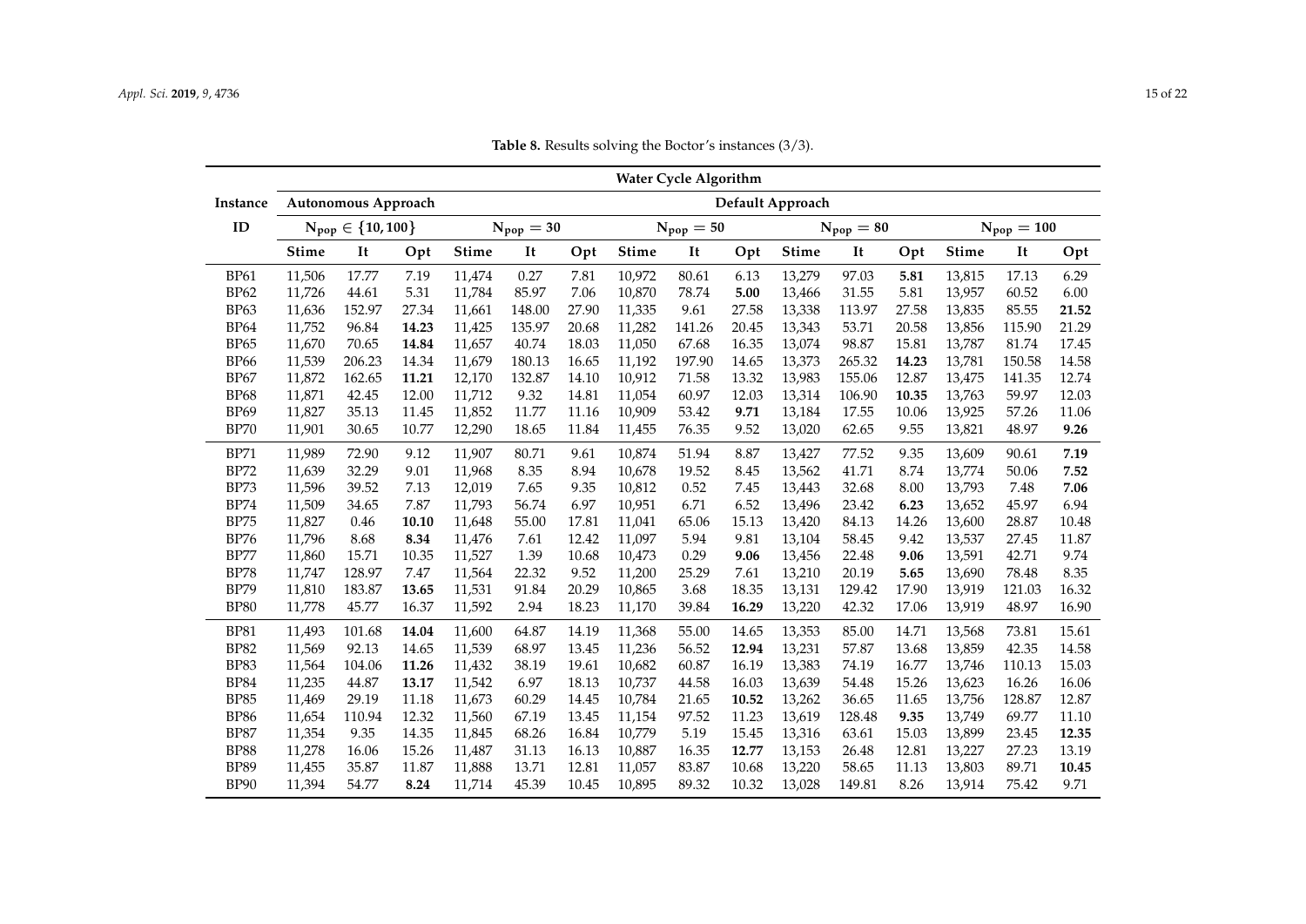**Table 8.** Results solving the Boctor's instances (3/3).

| Instance | Water Cycle Algorithm | | | | | | | | | | | | | | |
|---|---|---|---|---|---|---|---|---|---|---|---|---|---|---|---|
| | Autonomous Approach | | | Default Approach | | | | | | | | | | | |
| ID | $N_{pop} \in \{10, 100\}$ | | | $N_{pop} = 30$ | | | $N_{pop} = 50$ | | | $N_{pop} = 80$ | | | $N_{pop} = 100$ | | |
| | Stime | It | Opt | Stime | It | Opt | Stime | It | Opt | Stime | It | Opt | Stime | It | Opt |
| BP61 | 11,506 | 17.77 | 7.19 | 11,474 | 0.27 | 7.81 | 10,972 | 80.61 | 6.13 | 13,279 | 97.03 | **5.81** | 13,815 | 17.13 | 6.29 |
| BP62 | 11,726 | 44.61 | 5.31 | 11,784 | 85.97 | 7.06 | 10,870 | 78.74 | **5.00** | 13,466 | 31.55 | 5.81 | 13,957 | 60.52 | 6.00 |
| BP63 | 11,636 | 152.97 | 27.34 | 11,661 | 148.00 | 27.90 | 11,335 | 9.61 | 27.58 | 13,338 | 113.97 | 27.58 | 13,835 | 85.55 | **21.52** |
| BP64 | 11,752 | 96.84 | **14.23** | 11,425 | 135.97 | 20.68 | 11,282 | 141.26 | 20.45 | 13,343 | 53.71 | 20.58 | 13,856 | 115.90 | 21.29 |
| BP65 | 11,670 | 70.65 | **14.84** | 11,657 | 40.74 | 18.03 | 11,050 | 67.68 | 16.35 | 13,074 | 98.87 | 15.81 | 13,787 | 81.74 | 17.45 |
| BP66 | 11,539 | 206.23 | 14.34 | 11,679 | 180.13 | 16.65 | 11,192 | 197.90 | 14.65 | 13,373 | 265.32 | **14.23** | 13,781 | 150.58 | 14.58 |
| BP67 | 11,872 | 162.65 | **11.21** | 12,170 | 132.87 | 14.10 | 10,912 | 71.58 | 13.32 | 13,983 | 155.06 | 12.87 | 13,475 | 141.35 | 12.74 |
| BP68 | 11,871 | 42.45 | 12.00 | 11,712 | 9.32 | 14.81 | 11,054 | 60.97 | 12.03 | 13,314 | 106.90 | **10.35** | 13,763 | 59.97 | 12.03 |
| BP69 | 11,827 | 35.13 | 11.45 | 11,852 | 11.77 | 11.16 | 10,909 | 53.42 | **9.71** | 13,184 | 17.55 | 10.06 | 13,925 | 57.26 | 11.06 |
| BP70 | 11,901 | 30.65 | 10.77 | 12,290 | 18.65 | 11.84 | 11,455 | 76.35 | 9.52 | 13,020 | 62.65 | 9.55 | 13,821 | 48.97 | **9.26** |
| BP71 | 11,989 | 72.90 | 9.12 | 11,907 | 80.71 | 9.61 | 10,874 | 51.94 | 8.87 | 13,427 | 77.52 | 9.35 | 13,609 | 90.61 | **7.19** |
| BP72 | 11,639 | 32.29 | 9.01 | 11,968 | 8.35 | 8.94 | 10,678 | 19.52 | 8.45 | 13,562 | 41.71 | 8.74 | 13,774 | 50.06 | **7.52** |
| BP73 | 11,596 | 39.52 | 7.13 | 12,019 | 7.65 | 9.35 | 10,812 | 0.52 | 7.45 | 13,443 | 32.68 | 8.00 | 13,793 | 7.48 | **7.06** |
| BP74 | 11,509 | 34.65 | 7.87 | 11,793 | 56.74 | 6.97 | 10,951 | 6.71 | 6.52 | 13,496 | 23.42 | **6.23** | 13,652 | 45.97 | 6.94 |
| BP75 | 11,827 | 0.46 | **10.10** | 11,648 | 55.00 | 17.81 | 11,041 | 65.06 | 15.13 | 13,420 | 84.13 | 14.26 | 13,600 | 28.87 | 10.48 |
| BP76 | 11,796 | 8.68 | **8.34** | 11,476 | 7.61 | 12.42 | 11,097 | 5.94 | 9.81 | 13,104 | 58.45 | 9.42 | 13,537 | 27.45 | 11.87 |
| BP77 | 11,860 | 15.71 | 10.35 | 11,527 | 1.39 | 10.68 | 10,473 | 0.29 | **9.06** | 13,456 | 22.48 | **9.06** | 13,591 | 42.71 | 9.74 |
| BP78 | 11,747 | 128.97 | 7.47 | 11,564 | 22.32 | 9.52 | 11,200 | 25.29 | 7.61 | 13,210 | 20.19 | **5.65** | 13,690 | 78.48 | 8.35 |
| BP79 | 11,810 | 183.87 | **13.65** | 11,531 | 91.84 | 20.29 | 10,865 | 3.68 | 18.35 | 13,131 | 129.42 | 17.90 | 13,919 | 121.03 | 16.32 |
| BP80 | 11,778 | 45.77 | 16.37 | 11,592 | 2.94 | 18.23 | 11,170 | 39.84 | **16.29** | 13,220 | 42.32 | 17.06 | 13,919 | 48.97 | 16.90 |
| BP81 | 11,493 | 101.68 | **14.04** | 11,600 | 64.87 | 14.19 | 11,368 | 55.00 | 14.65 | 13,353 | 85.00 | 14.71 | 13,568 | 73.81 | 15.61 |
| BP82 | 11,569 | 92.13 | 14.65 | 11,539 | 68.97 | 13.45 | 11,236 | 56.52 | **12.94** | 13,231 | 57.87 | 13.68 | 13,859 | 42.35 | 14.58 |
| BP83 | 11,564 | 104.06 | **11.26** | 11,432 | 38.19 | 19.61 | 10,682 | 60.87 | 16.19 | 13,383 | 74.19 | 16.77 | 13,746 | 110.13 | 15.03 |
| BP84 | 11,235 | 44.87 | **13.17** | 11,542 | 6.97 | 18.13 | 10,737 | 44.58 | 16.03 | 13,639 | 54.48 | 15.26 | 13,623 | 16.26 | 16.06 |
| BP85 | 11,469 | 29.19 | 11.18 | 11,673 | 60.29 | 14.45 | 10,784 | 21.65 | **10.52** | 13,262 | 36.65 | 11.65 | 13,756 | 128.87 | 12.87 |
| BP86 | 11,654 | 110.94 | 12.32 | 11,560 | 67.19 | 13.45 | 11,154 | 97.52 | 11.23 | 13,619 | 128.48 | **9.35** | 13,749 | 69.77 | 11.10 |
| BP87 | 11,354 | 9.35 | 14.35 | 11,845 | 68.26 | 16.84 | 10,779 | 5.19 | 15.45 | 13,316 | 63.61 | 15.03 | 13,899 | 23.45 | **12.35** |
| BP88 | 11,278 | 16.06 | 15.26 | 11,487 | 31.13 | 16.13 | 10,887 | 16.35 | **12.77** | 13,153 | 26.48 | 12.81 | 13,227 | 27.23 | 13.19 |
| BP89 | 11,455 | 35.87 | 11.87 | 11,888 | 13.71 | 12.81 | 11,057 | 83.87 | 10.68 | 13,220 | 58.65 | 11.13 | 13,803 | 89.71 | **10.45** |
| BP90 | 11,394 | 54.77 | **8.24** | 11,714 | 45.39 | 10.45 | 10,895 | 89.32 | 10.32 | 13,028 | 149.81 | 8.26 | 13,914 | 75.42 | 9.71 |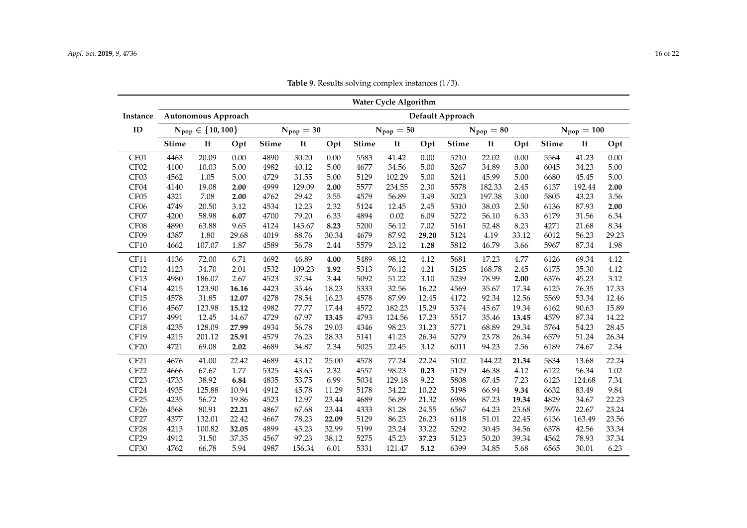**Table 9.** Results solving complex instances (1/3).

| Instance | Water Cycle Algorithm | | | | | | | | | | | | | | |
|---|---|---|---|---|---|---|---|---|---|---|---|---|---|---|---|
| | Autonomous Approach | | | Default Approach | | | | | | | | | | | |
| ID | $N_{pop} \in \{10, 100\}$ | | | $N_{pop} = 30$ | | | $N_{pop} = 50$ | | | $N_{pop} = 80$ | | | $N_{pop} = 100$ | | |
| | **Stime** | **It** | **Opt** | **Stime** | **It** | **Opt** | **Stime** | **It** | **Opt** | **Stime** | **It** | **Opt** | **Stime** | **It** | **Opt** |
| CF01 | 4463 | 20.09 | 0.00 | 4890 | 30.20 | 0.00 | 5583 | 41.42 | 0.00 | 5210 | 22.02 | 0.00 | 5564 | 41.23 | 0.00 |
| CF02 | 4100 | 10.03 | 5.00 | 4982 | 40.12 | 5.00 | 4677 | 34.56 | 5.00 | 5267 | 34.89 | 5.00 | 6045 | 34.23 | 5.00 |
| CF03 | 4562 | 1.05 | 5.00 | 4729 | 31.55 | 5.00 | 5129 | 102.29 | 5.00 | 5241 | 45.99 | 5.00 | 6680 | 45.45 | 5.00 |
| CF04 | 4140 | 19.08 | **2.00** | 4999 | 129.09 | **2.00** | 5577 | 234.55 | 2.30 | 5578 | 182.33 | 2.45 | 6137 | 192.44 | **2.00** |
| CF05 | 4321 | 7.08 | **2.00** | 4762 | 29.42 | 3.55 | 4579 | 56.89 | 3.49 | 5023 | 197.38 | 3.00 | 5805 | 43.23 | 3.56 |
| CF06 | 4749 | 20.50 | 3.12 | 4534 | 12.23 | 2.32 | 5124 | 12.45 | 2.45 | 5310 | 38.03 | 2.50 | 6136 | 87.93 | **2.00** |
| CF07 | 4200 | 58.98 | **6.07** | 4700 | 79.20 | 6.33 | 4894 | 0.02 | 6.09 | 5272 | 56.10 | 6.33 | 6179 | 31.56 | 6.34 |
| CF08 | 4890 | 63.88 | 9.65 | 4124 | 145.67 | **8.23** | 5200 | 56.12 | 7.02 | 5161 | 52.48 | 8.23 | 4271 | 21.68 | 8.34 |
| CF09 | 4387 | 1.80 | 29.68 | 4019 | 88.76 | 30.34 | 4679 | 87.92 | **29.20** | 5124 | 4.19 | 33.12 | 6012 | 56.23 | 29.23 |
| CF10 | 4662 | 107.07 | 1.87 | 4589 | 56.78 | 2.44 | 5579 | 23.12 | **1.28** | 5812 | 46.79 | 3.66 | 5967 | 87.34 | 1.98 |
| CF11 | 4136 | 72.00 | 6.71 | 4692 | 46.89 | **4.00** | 5489 | 98.12 | 4.12 | 5681 | 17.23 | 4.77 | 6126 | 69.34 | 4.12 |
| CF12 | 4123 | 34.70 | 2.01 | 4532 | 109.23 | **1.92** | 5313 | 76.12 | 4.21 | 5125 | 168.78 | 2.45 | 6175 | 35.30 | 4.12 |
| CF13 | 4980 | 186.07 | 2.67 | 4523 | 37.34 | 3.44 | 5092 | 51.22 | 3.10 | 5239 | 78.99 | **2.00** | 6376 | 45.23 | 3.12 |
| CF14 | 4215 | 123.90 | **16.16** | 4423 | 35.46 | 18.23 | 5333 | 32.56 | 16.22 | 4569 | 35.67 | 17.34 | 6125 | 76.35 | 17.33 |
| CF15 | 4578 | 31.85 | **12.07** | 4278 | 78.54 | 16.23 | 4578 | 87.99 | 12.45 | 4172 | 92.34 | 12.56 | 5569 | 53.34 | 12.46 |
| CF16 | 4567 | 123.98 | **15.12** | 4982 | 77.77 | 17.44 | 4572 | 182.23 | 15.29 | 5374 | 45.67 | 19.34 | 6162 | 90.63 | 15.89 |
| CF17 | 4991 | 12.45 | 14.67 | 4729 | 67.97 | **13.45** | 4793 | 124.56 | 17.23 | 5517 | 35.46 | **13.45** | 4579 | 87.34 | 14.22 |
| CF18 | 4235 | 128.09 | **27.99** | 4934 | 56.78 | 29.03 | 4346 | 98.23 | 31.23 | 5771 | 68.89 | 29.34 | 5764 | 54.23 | 28.45 |
| CF19 | 4215 | 201.12 | **25.91** | 4579 | 76.23 | 28.33 | 5141 | 41.23 | 26.34 | 5279 | 23.78 | 26.34 | 6579 | 51.24 | 26.34 |
| CF20 | 4721 | 69.08 | **2.02** | 4689 | 34.87 | 2.34 | 5025 | 22.45 | 3.12 | 6011 | 94.23 | 2.56 | 6189 | 74.67 | 2.34 |
| CF21 | 4676 | 41.00 | 22.42 | 4689 | 43.12 | 25.00 | 4578 | 77.24 | 22.24 | 5102 | 144.22 | **21.34** | 5834 | 13.68 | 22.24 |
| CF22 | 4666 | 67.67 | 1.77 | 5325 | 43.65 | 2.32 | 4557 | 98.23 | **0.23** | 5129 | 46.38 | 4.12 | 6122 | 56.34 | 1.02 |
| CF23 | 4733 | 38.92 | **6.84** | 4835 | 53.75 | 6.99 | 5034 | 129.18 | 9.22 | 5808 | 67.45 | 7.23 | 6123 | 124.68 | 7.34 |
| CF24 | 4935 | 125.88 | 10.94 | 4912 | 45.78 | 11.29 | 5178 | 34.22 | 10.22 | 5198 | 66.94 | **9.34** | 6632 | 83.49 | 9.84 |
| CF25 | 4235 | 56.72 | 19.86 | 4523 | 12.97 | 23.44 | 4689 | 56.89 | 21.32 | 6986 | 87.23 | **19.34** | 4829 | 34.67 | 22.23 |
| CF26 | 4568 | 80.91 | **22.21** | 4867 | 67.68 | 23.44 | 4333 | 81.28 | 24.55 | 6567 | 64.23 | 23.68 | 5976 | 22.67 | 23.24 |
| CF27 | 4377 | 132.01 | 22.42 | 4667 | 78.23 | **22.09** | 5129 | 86.23 | 26.23 | 6118 | 51.01 | 22.45 | 6136 | 163.49 | 23.56 |
| CF28 | 4213 | 100.82 | **32.05** | 4899 | 45.23 | 32.99 | 5199 | 23.24 | 33.22 | 5292 | 30.45 | 34.56 | 6378 | 42.56 | 33.34 |
| CF29 | 4912 | 31.50 | 37.35 | 4567 | 97.23 | 38.12 | 5275 | 45.23 | **37.23** | 5123 | 50.20 | 39.34 | 4562 | 78.93 | 37.34 |
| CF30 | 4762 | 66.78 | 5.94 | 4987 | 156.34 | 6.01 | 5331 | 121.47 | **5.12** | 6399 | 34.85 | 5.68 | 6565 | 30.01 | 6.23 |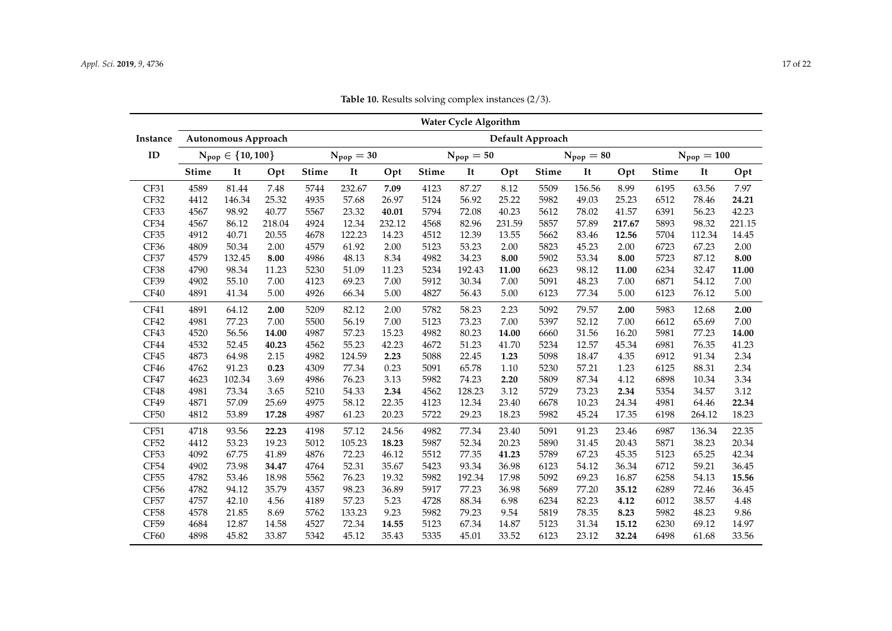**Table 10.** Results solving complex instances (2/3).

| Instance | Water Cycle Algorithm | | | | | | | | | | | | | | |
|---|---|---|---|---|---|---|---|---|---|---|---|---|---|---|---|
| | Autonomous Approach | | | Default Approach | | | | | | | | | | | |
| ID | $N_{pop} \in \{10, 100\}$ | | | $N_{pop} = 30$ | | | $N_{pop} = 50$ | | | $N_{pop} = 80$ | | | $N_{pop} = 100$ | | |
| | Stime | It | Opt | Stime | It | Opt | Stime | It | Opt | Stime | It | Opt | Stime | It | Opt |
| CF31 | 4589 | 81.44 | 7.48 | 5744 | 232.67 | **7.09** | 4123 | 87.27 | 8.12 | 5509 | 156.56 | 8.99 | 6195 | 63.56 | 7.97 |
| CF32 | 4412 | 146.34 | 25.32 | 4935 | 57.68 | 26.97 | 5124 | 56.92 | 25.22 | 5982 | 49.03 | 25.23 | 6512 | 78.46 | **24.21** |
| CF33 | 4567 | 98.92 | 40.77 | 5567 | 23.32 | **40.01** | 5794 | 72.08 | 40.23 | 5612 | 78.02 | 41.57 | 6391 | 56.23 | 42.23 |
| CF34 | 4567 | 86.12 | 218.04 | 4924 | 12.34 | 232.12 | 4568 | 82.96 | 231.59 | 5857 | 57.89 | **217.67** | 5893 | 98.32 | 221.15 |
| CF35 | 4912 | 40.71 | 20.55 | 4678 | 122.23 | 14.23 | 4512 | 12.39 | 13.55 | 5662 | 83.46 | **12.56** | 5704 | 112.34 | 14.45 |
| CF36 | 4809 | 50.34 | 2.00 | 4579 | 61.92 | 2.00 | 5123 | 53.23 | 2.00 | 5823 | 45.23 | 2.00 | 6723 | 67.23 | 2.00 |
| CF37 | 4579 | 132.45 | **8.00** | 4986 | 48.13 | 8.34 | 4982 | 34.23 | **8.00** | 5902 | 53.34 | **8.00** | 5723 | 87.12 | **8.00** |
| CF38 | 4790 | 98.34 | 11.23 | 5230 | 51.09 | 11.23 | 5234 | 192.43 | **11.00** | 6623 | 98.12 | **11.00** | 6234 | 32.47 | **11.00** |
| CF39 | 4902 | 55.10 | 7.00 | 4123 | 69.23 | 7.00 | 5912 | 30.34 | 7.00 | 5091 | 48.23 | 7.00 | 6871 | 54.12 | 7.00 |
| CF40 | 4891 | 41.34 | 5.00 | 4926 | 66.34 | 5.00 | 4827 | 56.43 | 5.00 | 6123 | 77.34 | 5.00 | 6123 | 76.12 | 5.00 |
| CF41 | 4891 | 64.12 | **2.00** | 5209 | 82.12 | 2.00 | 5782 | 58.23 | 2.23 | 5092 | 79.57 | **2.00** | 5983 | 12.68 | **2.00** |
| CF42 | 4981 | 77.23 | 7.00 | 5500 | 56.19 | 7.00 | 5123 | 73.23 | 7.00 | 5397 | 52.12 | 7.00 | 6612 | 65.69 | 7.00 |
| CF43 | 4520 | 56.56 | **14.00** | 4987 | 57.23 | 15.23 | 4982 | 80.23 | **14.00** | 6660 | 31.56 | 16.20 | 5981 | 77.23 | **14.00** |
| CF44 | 4532 | 52.45 | **40.23** | 4562 | 55.23 | 42.23 | 4672 | 51.23 | 41.70 | 5234 | 12.57 | 45.34 | 6981 | 76.35 | 41.23 |
| CF45 | 4873 | 64.98 | 2.15 | 4982 | 124.59 | **2.23** | 5088 | 22.45 | **1.23** | 5098 | 18.47 | 4.35 | 6912 | 91.34 | 2.34 |
| CF46 | 4762 | 91.23 | **0.23** | 4309 | 77.34 | 0.23 | 5091 | 65.78 | 1.10 | 5230 | 57.21 | 1.23 | 6125 | 88.31 | 2.34 |
| CF47 | 4623 | 102.34 | 3.69 | 4986 | 76.23 | 3.13 | 5982 | 74.23 | **2.20** | 5809 | 87.34 | 4.12 | 6898 | 10.34 | 3.34 |
| CF48 | 4981 | 73.34 | 3.65 | 5210 | 54.33 | **2.34** | 4562 | 128.23 | 3.12 | 5729 | 73.23 | **2.34** | 5354 | 34.57 | 3.12 |
| CF49 | 4871 | 57.09 | 25.69 | 4975 | 58.12 | 22.35 | 4123 | 12.34 | 23.40 | 6678 | 10.23 | 24.34 | 4981 | 64.46 | **22.34** |
| CF50 | 4812 | 53.89 | **17.28** | 4987 | 61.23 | 20.23 | 5722 | 29.23 | 18.23 | 5982 | 45.24 | 17.35 | 6198 | 264.12 | 18.23 |
| CF51 | 4718 | 93.56 | **22.23** | 4198 | 57.12 | 24.56 | 4982 | 77.34 | 23.40 | 5091 | 91.23 | 23.46 | 6987 | 136.34 | 22.35 |
| CF52 | 4412 | 53.23 | 19.23 | 5012 | 105.23 | **18.23** | 5987 | 52.34 | 20.23 | 5890 | 31.45 | 20.43 | 5871 | 38.23 | 20.34 |
| CF53 | 4092 | 67.75 | 41.89 | 4876 | 72.23 | 46.12 | 5512 | 77.35 | **41.23** | 5789 | 67.23 | 45.35 | 5123 | 65.25 | 42.34 |
| CF54 | 4902 | 73.98 | **34.47** | 4764 | 52.31 | 35.67 | 5423 | 93.34 | 36.98 | 6123 | 54.12 | 36.34 | 6712 | 59.21 | 36.45 |
| CF55 | 4782 | 53.46 | 18.98 | 5562 | 76.23 | 19.32 | 5982 | 192.34 | 17.98 | 5092 | 69.23 | 16.87 | 6258 | 54.13 | **15.56** |
| CF56 | 4782 | 94.12 | 35.79 | 4357 | 98.23 | 36.89 | 5917 | 77.23 | 36.98 | 5689 | 77.20 | **35.12** | 6289 | 72.46 | 36.45 |
| CF57 | 4757 | 42.10 | 4.56 | 4189 | 57.23 | 5.23 | 4728 | 88.34 | 6.98 | 6234 | 82.23 | **4.12** | 6012 | 38.57 | 4.48 |
| CF58 | 4578 | 21.85 | 8.69 | 5762 | 133.23 | 9.23 | 5982 | 79.23 | 9.54 | 5819 | 78.35 | **8.23** | 5982 | 48.23 | 9.86 |
| CF59 | 4684 | 12.87 | 14.58 | 4527 | 72.34 | **14.55** | 5123 | 67.34 | 14.87 | 5123 | 31.34 | 15.12 | 6230 | 69.12 | 14.97 |
| CF60 | 4898 | 45.82 | 33.87 | 5342 | 45.12 | 35.43 | 5335 | 45.01 | 33.52 | 6123 | 23.12 | **32.24** | 6498 | 61.68 | 33.56 |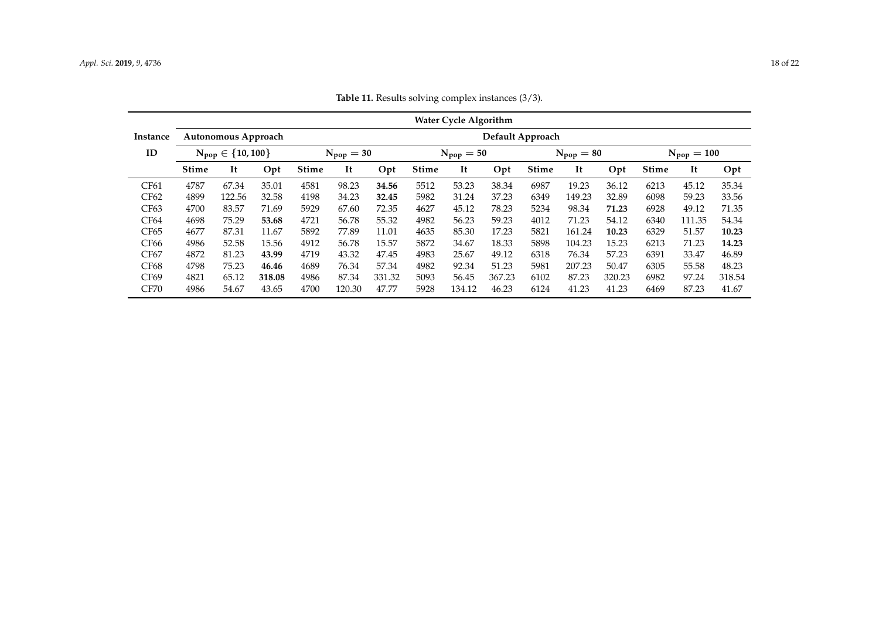**Table 11.** Results solving complex instances (3/3).

| Instance | Water Cycle Algorithm | | | | | | | | | | | | | | |
|---|---|---|---|---|---|---|---|---|---|---|---|---|---|---|---|
| | Autonomous Approach | | | Default Approach | | | | | | | | | | | |
| ID | $N_{pop} \in \{10, 100\}$ | | | $N_{pop} = 30$ | | | $N_{pop} = 50$ | | | $N_{pop} = 80$ | | | $N_{pop} = 100$ | | |
| | **Stime** | **It** | **Opt** | **Stime** | **It** | **Opt** | **Stime** | **It** | **Opt** | **Stime** | **It** | **Opt** | **Stime** | **It** | **Opt** |
| CF61 | 4787 | 67.34 | 35.01 | 4581 | 98.23 | **34.56** | 5512 | 53.23 | 38.34 | 6987 | 19.23 | 36.12 | 6213 | 45.12 | 35.34 |
| CF62 | 4899 | 122.56 | 32.58 | 4198 | 34.23 | **32.45** | 5982 | 31.24 | 37.23 | 6349 | 149.23 | 32.89 | 6098 | 59.23 | 33.56 |
| CF63 | 4700 | 83.57 | 71.69 | 5929 | 67.60 | 72.35 | 4627 | 45.12 | 78.23 | 5234 | 98.34 | **71.23** | 6928 | 49.12 | 71.35 |
| CF64 | 4698 | 75.29 | **53.68** | 4721 | 56.78 | 55.32 | 4982 | 56.23 | 59.23 | 4012 | 71.23 | 54.12 | 6340 | 111.35 | 54.34 |
| CF65 | 4677 | 87.31 | 11.67 | 5892 | 77.89 | 11.01 | 4635 | 85.30 | 17.23 | 5821 | 161.24 | **10.23** | 6329 | 51.57 | **10.23** |
| CF66 | 4986 | 52.58 | 15.56 | 4912 | 56.78 | 15.57 | 5872 | 34.67 | 18.33 | 5898 | 104.23 | 15.23 | 6213 | 71.23 | **14.23** |
| CF67 | 4872 | 81.23 | **43.99** | 4719 | 43.32 | 47.45 | 4983 | 25.67 | 49.12 | 6318 | 76.34 | 57.23 | 6391 | 33.47 | 46.89 |
| CF68 | 4798 | 75.23 | **46.46** | 4689 | 76.34 | 57.34 | 4982 | 92.34 | 51.23 | 5981 | 207.23 | 50.47 | 6305 | 55.58 | 48.23 |
| CF69 | 4821 | 65.12 | **318.08** | 4986 | 87.34 | 331.32 | 5093 | 56.45 | 367.23 | 6102 | 87.23 | 320.23 | 6982 | 97.24 | 318.54 |
| CF70 | 4986 | 54.67 | 43.65 | 4700 | 120.30 | 47.77 | 5928 | 134.12 | 46.23 | 6124 | 41.23 | 41.23 | 6469 | 87.23 | 41.67 |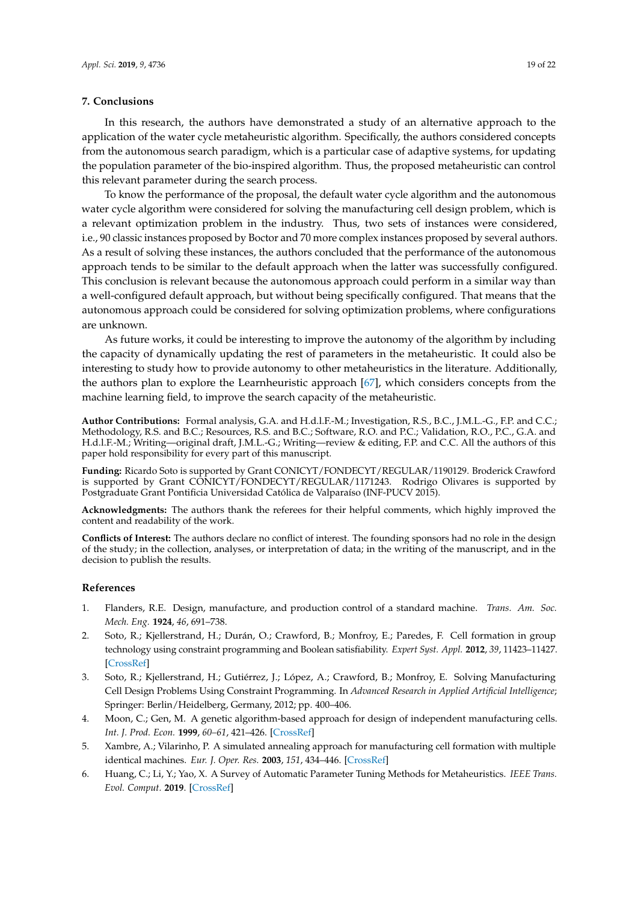## 7. Conclusions

In this research, the authors have demonstrated a study of an alternative approach to the application of the water cycle metaheuristic algorithm. Specifically, the authors considered concepts from the autonomous search paradigm, which is a particular case of adaptive systems, for updating the population parameter of the bio-inspired algorithm. Thus, the proposed metaheuristic can control this relevant parameter during the search process.

To know the performance of the proposal, the default water cycle algorithm and the autonomous water cycle algorithm were considered for solving the manufacturing cell design problem, which is a relevant optimization problem in the industry. Thus, two sets of instances were considered, i.e., 90 classic instances proposed by Boctor and 70 more complex instances proposed by several authors. As a result of solving these instances, the authors concluded that the performance of the autonomous approach tends to be similar to the default approach when the latter was successfully configured. This conclusion is relevant because the autonomous approach could perform in a similar way than a well-configured default approach, but without being specifically configured. That means that the autonomous approach could be considered for solving optimization problems, where configurations are unknown.

As future works, it could be interesting to improve the autonomy of the algorithm by including the capacity of dynamically updating the rest of parameters in the metaheuristic. It could also be interesting to study how to provide autonomy to other metaheuristics in the literature. Additionally, the authors plan to explore the Learnheuristic approach [67], which considers concepts from the machine learning field, to improve the search capacity of the metaheuristic.

**Author Contributions:** Formal analysis, G.A. and H.d.l.F.-M.; Investigation, R.S., B.C., J.M.L.-G., F.P. and C.C.; Methodology, R.S. and B.C.; Resources, R.S. and B.C.; Software, R.O. and P.C.; Validation, R.O., P.C., G.A. and H.d.l.F.-M.; Writing—original draft, J.M.L.-G.; Writing—review & editing, F.P. and C.C. All the authors of this paper hold responsibility for every part of this manuscript.

**Funding:** Ricardo Soto is supported by Grant CONICYT/FONDECYT/REGULAR/1190129. Broderick Crawford is supported by Grant CONICYT/FONDECYT/REGULAR/1171243. Rodrigo Olivares is supported by Postgraduate Grant Pontificia Universidad Católica de Valparaíso (INF-PUCV 2015).

**Acknowledgments:** The authors thank the referees for their helpful comments, which highly improved the content and readability of the work.

**Conflicts of Interest:** The authors declare no conflict of interest. The founding sponsors had no role in the design of the study; in the collection, analyses, or interpretation of data; in the writing of the manuscript, and in the decision to publish the results.

## References

1. Flanders, R.E. Design, manufacture, and production control of a standard machine. *Trans. Am. Soc. Mech. Eng.* **1924**, *46*, 691–738.
2. Soto, R.; Kjellerstrand, H.; Durán, O.; Crawford, B.; Monfroy, E.; Paredes, F. Cell formation in group technology using constraint programming and Boolean satisfiability. *Expert Syst. Appl.* **2012**, *39*, 11423–11427. [CrossRef]
3. Soto, R.; Kjellerstrand, H.; Gutiérrez, J.; López, A.; Crawford, B.; Monfroy, E. Solving Manufacturing Cell Design Problems Using Constraint Programming. In *Advanced Research in Applied Artificial Intelligence*; Springer: Berlin/Heidelberg, Germany, 2012; pp. 400–406.
4. Moon, C.; Gen, M. A genetic algorithm-based approach for design of independent manufacturing cells. *Int. J. Prod. Econ.* **1999**, *60–61*, 421–426. [CrossRef]
5. Xambre, A.; Vilarinho, P. A simulated annealing approach for manufacturing cell formation with multiple identical machines. *Eur. J. Oper. Res.* **2003**, *151*, 434–446. [CrossRef]
6. Huang, C.; Li, Y.; Yao, X. A Survey of Automatic Parameter Tuning Methods for Metaheuristics. *IEEE Trans. Evol. Comput.* **2019**. [CrossRef]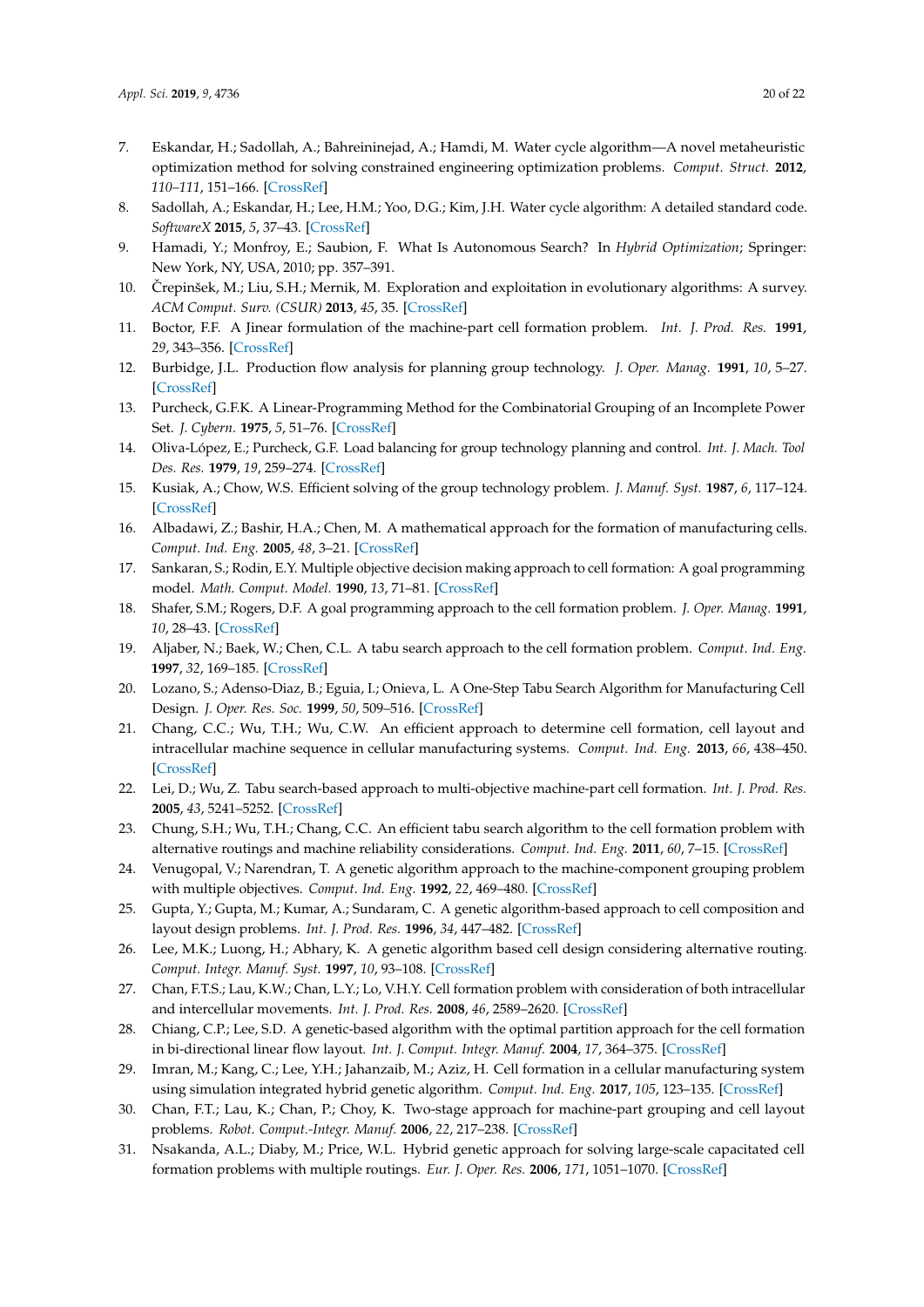7. Eskandar, H.; Sadollah, A.; Bahreininejad, A.; Hamdi, M. Water cycle algorithm—A novel metaheuristic optimization method for solving constrained engineering optimization problems. *Comput. Struct.* **2012**, *110–111*, 151–166. [CrossRef]
8. Sadollah, A.; Eskandar, H.; Lee, H.M.; Yoo, D.G.; Kim, J.H. Water cycle algorithm: A detailed standard code. *SoftwareX* **2015**, *5*, 37–43. [CrossRef]
9. Hamadi, Y.; Monfroy, E.; Saubion, F. What Is Autonomous Search? In *Hybrid Optimization*; Springer: New York, NY, USA, 2010; pp. 357–391.
10. Črepinšek, M.; Liu, S.H.; Mernik, M. Exploration and exploitation in evolutionary algorithms: A survey. *ACM Comput. Surv. (CSUR)* **2013**, *45*, 35. [CrossRef]
11. Boctor, F.F. A Jinear formulation of the machine-part cell formation problem. *Int. J. Prod. Res.* **1991**, *29*, 343–356. [CrossRef]
12. Burbidge, J.L. Production flow analysis for planning group technology. *J. Oper. Manag.* **1991**, *10*, 5–27. [CrossRef]
13. Purcheck, G.F.K. A Linear-Programming Method for the Combinatorial Grouping of an Incomplete Power Set. *J. Cybern.* **1975**, *5*, 51–76. [CrossRef]
14. Oliva-López, E.; Purcheck, G.F. Load balancing for group technology planning and control. *Int. J. Mach. Tool Des. Res.* **1979**, *19*, 259–274. [CrossRef]
15. Kusiak, A.; Chow, W.S. Efficient solving of the group technology problem. *J. Manuf. Syst.* **1987**, *6*, 117–124. [CrossRef]
16. Albadawi, Z.; Bashir, H.A.; Chen, M. A mathematical approach for the formation of manufacturing cells. *Comput. Ind. Eng.* **2005**, *48*, 3–21. [CrossRef]
17. Sankaran, S.; Rodin, E.Y. Multiple objective decision making approach to cell formation: A goal programming model. *Math. Comput. Model.* **1990**, *13*, 71–81. [CrossRef]
18. Shafer, S.M.; Rogers, D.F. A goal programming approach to the cell formation problem. *J. Oper. Manag.* **1991**, *10*, 28–43. [CrossRef]
19. Aljaber, N.; Baek, W.; Chen, C.L. A tabu search approach to the cell formation problem. *Comput. Ind. Eng.* **1997**, *32*, 169–185. [CrossRef]
20. Lozano, S.; Adenso-Diaz, B.; Eguia, I.; Onieva, L. A One-Step Tabu Search Algorithm for Manufacturing Cell Design. *J. Oper. Res. Soc.* **1999**, *50*, 509–516. [CrossRef]
21. Chang, C.C.; Wu, T.H.; Wu, C.W. An efficient approach to determine cell formation, cell layout and intracellular machine sequence in cellular manufacturing systems. *Comput. Ind. Eng.* **2013**, *66*, 438–450. [CrossRef]
22. Lei, D.; Wu, Z. Tabu search-based approach to multi-objective machine-part cell formation. *Int. J. Prod. Res.* **2005**, *43*, 5241–5252. [CrossRef]
23. Chung, S.H.; Wu, T.H.; Chang, C.C. An efficient tabu search algorithm to the cell formation problem with alternative routings and machine reliability considerations. *Comput. Ind. Eng.* **2011**, *60*, 7–15. [CrossRef]
24. Venugopal, V.; Narendran, T. A genetic algorithm approach to the machine-component grouping problem with multiple objectives. *Comput. Ind. Eng.* **1992**, *22*, 469–480. [CrossRef]
25. Gupta, Y.; Gupta, M.; Kumar, A.; Sundaram, C. A genetic algorithm-based approach to cell composition and layout design problems. *Int. J. Prod. Res.* **1996**, *34*, 447–482. [CrossRef]
26. Lee, M.K.; Luong, H.; Abhary, K. A genetic algorithm based cell design considering alternative routing. *Comput. Integr. Manuf. Syst.* **1997**, *10*, 93–108. [CrossRef]
27. Chan, F.T.S.; Lau, K.W.; Chan, L.Y.; Lo, V.H.Y. Cell formation problem with consideration of both intracellular and intercellular movements. *Int. J. Prod. Res.* **2008**, *46*, 2589–2620. [CrossRef]
28. Chiang, C.P.; Lee, S.D. A genetic-based algorithm with the optimal partition approach for the cell formation in bi-directional linear flow layout. *Int. J. Comput. Integr. Manuf.* **2004**, *17*, 364–375. [CrossRef]
29. Imran, M.; Kang, C.; Lee, Y.H.; Jahanzaib, M.; Aziz, H. Cell formation in a cellular manufacturing system using simulation integrated hybrid genetic algorithm. *Comput. Ind. Eng.* **2017**, *105*, 123–135. [CrossRef]
30. Chan, F.T.; Lau, K.; Chan, P.; Choy, K. Two-stage approach for machine-part grouping and cell layout problems. *Robot. Comput.-Integr. Manuf.* **2006**, *22*, 217–238. [CrossRef]
31. Nsakanda, A.L.; Diaby, M.; Price, W.L. Hybrid genetic approach for solving large-scale capacitated cell formation problems with multiple routings. *Eur. J. Oper. Res.* **2006**, *171*, 1051–1070. [CrossRef]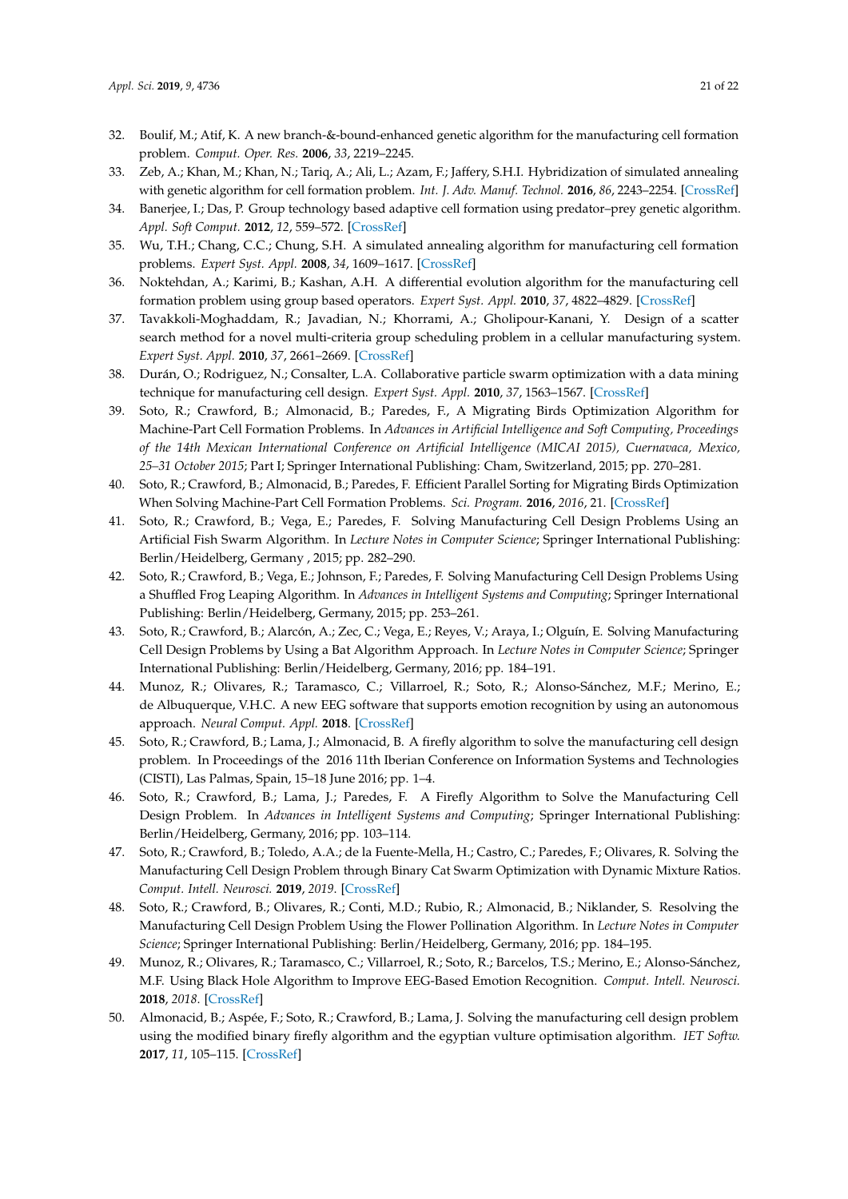32. Boulif, M.; Atif, K. A new branch-&-bound-enhanced genetic algorithm for the manufacturing cell formation problem. *Comput. Oper. Res.* **2006**, *33*, 2219–2245.
33. Zeb, A.; Khan, M.; Khan, N.; Tariq, A.; Ali, L.; Azam, F.; Jaffery, S.H.I. Hybridization of simulated annealing with genetic algorithm for cell formation problem. *Int. J. Adv. Manuf. Technol.* **2016**, *86*, 2243–2254. [CrossRef]
34. Banerjee, I.; Das, P. Group technology based adaptive cell formation using predator–prey genetic algorithm. *Appl. Soft Comput.* **2012**, *12*, 559–572. [CrossRef]
35. Wu, T.H.; Chang, C.C.; Chung, S.H. A simulated annealing algorithm for manufacturing cell formation problems. *Expert Syst. Appl.* **2008**, *34*, 1609–1617. [CrossRef]
36. Noktehdan, A.; Karimi, B.; Kashan, A.H. A differential evolution algorithm for the manufacturing cell formation problem using group based operators. *Expert Syst. Appl.* **2010**, *37*, 4822–4829. [CrossRef]
37. Tavakkoli-Moghaddam, R.; Javadian, N.; Khorrami, A.; Gholipour-Kanani, Y. Design of a scatter search method for a novel multi-criteria group scheduling problem in a cellular manufacturing system. *Expert Syst. Appl.* **2010**, *37*, 2661–2669. [CrossRef]
38. Durán, O.; Rodriguez, N.; Consalter, L.A. Collaborative particle swarm optimization with a data mining technique for manufacturing cell design. *Expert Syst. Appl.* **2010**, *37*, 1563–1567. [CrossRef]
39. Soto, R.; Crawford, B.; Almonacid, B.; Paredes, F., A Migrating Birds Optimization Algorithm for Machine-Part Cell Formation Problems. In *Advances in Artificial Intelligence and Soft Computing, Proceedings of the 14th Mexican International Conference on Artificial Intelligence (MICAI 2015), Cuernavaca, Mexico, 25–31 October 2015*; Part I; Springer International Publishing: Cham, Switzerland, 2015; pp. 270–281.
40. Soto, R.; Crawford, B.; Almonacid, B.; Paredes, F. Efficient Parallel Sorting for Migrating Birds Optimization When Solving Machine-Part Cell Formation Problems. *Sci. Program.* **2016**, *2016*, 21. [CrossRef]
41. Soto, R.; Crawford, B.; Vega, E.; Paredes, F. Solving Manufacturing Cell Design Problems Using an Artificial Fish Swarm Algorithm. In *Lecture Notes in Computer Science*; Springer International Publishing: Berlin/Heidelberg, Germany , 2015; pp. 282–290.
42. Soto, R.; Crawford, B.; Vega, E.; Johnson, F.; Paredes, F. Solving Manufacturing Cell Design Problems Using a Shuffled Frog Leaping Algorithm. In *Advances in Intelligent Systems and Computing*; Springer International Publishing: Berlin/Heidelberg, Germany, 2015; pp. 253–261.
43. Soto, R.; Crawford, B.; Alarcón, A.; Zec, C.; Vega, E.; Reyes, V.; Araya, I.; Olguín, E. Solving Manufacturing Cell Design Problems by Using a Bat Algorithm Approach. In *Lecture Notes in Computer Science*; Springer International Publishing: Berlin/Heidelberg, Germany, 2016; pp. 184–191.
44. Munoz, R.; Olivares, R.; Taramasco, C.; Villarroel, R.; Soto, R.; Alonso-Sánchez, M.F.; Merino, E.; de Albuquerque, V.H.C. A new EEG software that supports emotion recognition by using an autonomous approach. *Neural Comput. Appl.* **2018**. [CrossRef]
45. Soto, R.; Crawford, B.; Lama, J.; Almonacid, B. A firefly algorithm to solve the manufacturing cell design problem. In Proceedings of the 2016 11th Iberian Conference on Information Systems and Technologies (CISTI), Las Palmas, Spain, 15–18 June 2016; pp. 1–4.
46. Soto, R.; Crawford, B.; Lama, J.; Paredes, F. A Firefly Algorithm to Solve the Manufacturing Cell Design Problem. In *Advances in Intelligent Systems and Computing*; Springer International Publishing: Berlin/Heidelberg, Germany, 2016; pp. 103–114.
47. Soto, R.; Crawford, B.; Toledo, A.A.; de la Fuente-Mella, H.; Castro, C.; Paredes, F.; Olivares, R. Solving the Manufacturing Cell Design Problem through Binary Cat Swarm Optimization with Dynamic Mixture Ratios. *Comput. Intell. Neurosci.* **2019**, *2019*. [CrossRef]
48. Soto, R.; Crawford, B.; Olivares, R.; Conti, M.D.; Rubio, R.; Almonacid, B.; Niklander, S. Resolving the Manufacturing Cell Design Problem Using the Flower Pollination Algorithm. In *Lecture Notes in Computer Science*; Springer International Publishing: Berlin/Heidelberg, Germany, 2016; pp. 184–195.
49. Munoz, R.; Olivares, R.; Taramasco, C.; Villarroel, R.; Soto, R.; Barcelos, T.S.; Merino, E.; Alonso-Sánchez, M.F. Using Black Hole Algorithm to Improve EEG-Based Emotion Recognition. *Comput. Intell. Neurosci.* **2018**, *2018*. [CrossRef]
50. Almonacid, B.; Aspée, F.; Soto, R.; Crawford, B.; Lama, J. Solving the manufacturing cell design problem using the modified binary firefly algorithm and the egyptian vulture optimisation algorithm. *IET Softw.* **2017**, *11*, 105–115. [CrossRef]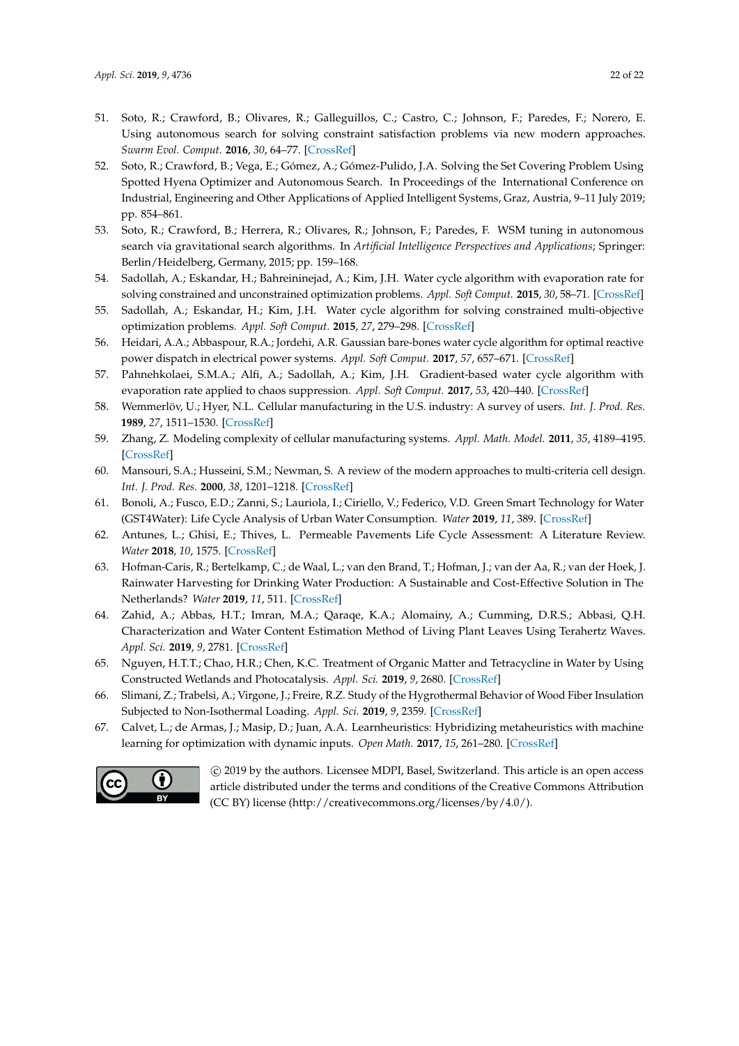51. Soto, R.; Crawford, B.; Olivares, R.; Galleguillos, C.; Castro, C.; Johnson, F.; Paredes, F.; Norero, E. Using autonomous search for solving constraint satisfaction problems via new modern approaches. *Swarm Evol. Comput.* **2016**, *30*, 64–77. [CrossRef]
52. Soto, R.; Crawford, B.; Vega, E.; Gómez, A.; Gómez-Pulido, J.A. Solving the Set Covering Problem Using Spotted Hyena Optimizer and Autonomous Search. In Proceedings of the International Conference on Industrial, Engineering and Other Applications of Applied Intelligent Systems, Graz, Austria, 9–11 July 2019; pp. 854–861.
53. Soto, R.; Crawford, B.; Herrera, R.; Olivares, R.; Johnson, F.; Paredes, F. WSM tuning in autonomous search via gravitational search algorithms. In *Artificial Intelligence Perspectives and Applications*; Springer: Berlin/Heidelberg, Germany, 2015; pp. 159–168.
54. Sadollah, A.; Eskandar, H.; Bahreininejad, A.; Kim, J.H. Water cycle algorithm with evaporation rate for solving constrained and unconstrained optimization problems. *Appl. Soft Comput.* **2015**, *30*, 58–71. [CrossRef]
55. Sadollah, A.; Eskandar, H.; Kim, J.H. Water cycle algorithm for solving constrained multi-objective optimization problems. *Appl. Soft Comput.* **2015**, *27*, 279–298. [CrossRef]
56. Heidari, A.A.; Abbaspour, R.A.; Jordehi, A.R. Gaussian bare-bones water cycle algorithm for optimal reactive power dispatch in electrical power systems. *Appl. Soft Comput.* **2017**, *57*, 657–671. [CrossRef]
57. Pahnehkolaei, S.M.A.; Alfi, A.; Sadollah, A.; Kim, J.H. Gradient-based water cycle algorithm with evaporation rate applied to chaos suppression. *Appl. Soft Comput.* **2017**, *53*, 420–440. [CrossRef]
58. Wemmerlöv, U.; Hyer, N.L. Cellular manufacturing in the U.S. industry: A survey of users. *Int. J. Prod. Res.* **1989**, *27*, 1511–1530. [CrossRef]
59. Zhang, Z. Modeling complexity of cellular manufacturing systems. *Appl. Math. Model.* **2011**, *35*, 4189–4195. [CrossRef]
60. Mansouri, S.A.; Husseini, S.M.; Newman, S. A review of the modern approaches to multi-criteria cell design. *Int. J. Prod. Res.* **2000**, *38*, 1201–1218. [CrossRef]
61. Bonoli, A.; Fusco, E.D.; Zanni, S.; Lauriola, I.; Ciriello, V.; Federico, V.D. Green Smart Technology for Water (GST4Water): Life Cycle Analysis of Urban Water Consumption. *Water* **2019**, *11*, 389. [CrossRef]
62. Antunes, L.; Ghisi, E.; Thives, L. Permeable Pavements Life Cycle Assessment: A Literature Review. *Water* **2018**, *10*, 1575. [CrossRef]
63. Hofman-Caris, R.; Bertelkamp, C.; de Waal, L.; van den Brand, T.; Hofman, J.; van der Aa, R.; van der Hoek, J. Rainwater Harvesting for Drinking Water Production: A Sustainable and Cost-Effective Solution in The Netherlands? *Water* **2019**, *11*, 511. [CrossRef]
64. Zahid, A.; Abbas, H.T.; Imran, M.A.; Qaraqe, K.A.; Alomainy, A.; Cumming, D.R.S.; Abbasi, Q.H. Characterization and Water Content Estimation Method of Living Plant Leaves Using Terahertz Waves. *Appl. Sci.* **2019**, *9*, 2781. [CrossRef]
65. Nguyen, H.T.T.; Chao, H.R.; Chen, K.C. Treatment of Organic Matter and Tetracycline in Water by Using Constructed Wetlands and Photocatalysis. *Appl. Sci.* **2019**, *9*, 2680. [CrossRef]
66. Slimani, Z.; Trabelsi, A.; Virgone, J.; Freire, R.Z. Study of the Hygrothermal Behavior of Wood Fiber Insulation Subjected to Non-Isothermal Loading. *Appl. Sci.* **2019**, *9*, 2359. [CrossRef]
67. Calvet, L.; de Armas, J.; Masip, D.; Juan, A.A. Learnheuristics: Hybridizing metaheuristics with machine learning for optimization with dynamic inputs. *Open Math.* **2017**, *15*, 261–280. [CrossRef]

© 2019 by the authors. Licensee MDPI, Basel, Switzerland. This article is an open access article distributed under the terms and conditions of the Creative Commons Attribution (CC BY) license (http://creativecommons.org/licenses/by/4.0/).